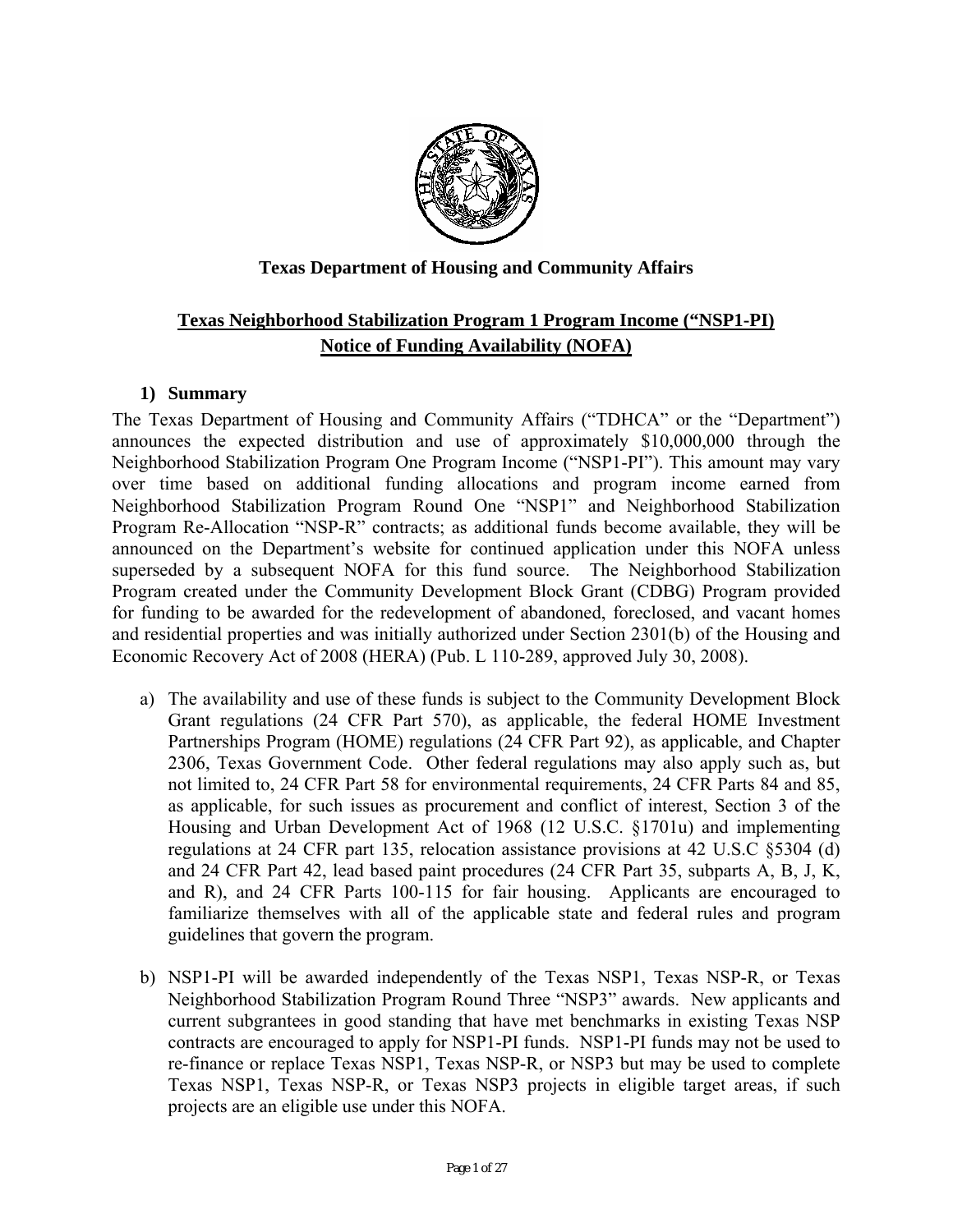**Texas Department of Housing and Community Affairs**

**Texas Neighborhood Stabilization Program 1 Program Income ("NSP1-PI)**
**Notice of Funding Availability (NOFA)**

## 1) Summary

The Texas Department of Housing and Community Affairs ("TDHCA" or the "Department") announces the expected distribution and use of approximately $10,000,000 through the Neighborhood Stabilization Program One Program Income ("NSP1-PI"). This amount may vary over time based on additional funding allocations and program income earned from Neighborhood Stabilization Program Round One "NSP1" and Neighborhood Stabilization Program Re-Allocation "NSP-R" contracts; as additional funds become available, they will be announced on the Department's website for continued application under this NOFA unless superseded by a subsequent NOFA for this fund source. The Neighborhood Stabilization Program created under the Community Development Block Grant (CDBG) Program provided for funding to be awarded for the redevelopment of abandoned, foreclosed, and vacant homes and residential properties and was initially authorized under Section 2301(b) of the Housing and Economic Recovery Act of 2008 (HERA) (Pub. L 110-289, approved July 30, 2008).

a) The availability and use of these funds is subject to the Community Development Block Grant regulations (24 CFR Part 570), as applicable, the federal HOME Investment Partnerships Program (HOME) regulations (24 CFR Part 92), as applicable, and Chapter 2306, Texas Government Code. Other federal regulations may also apply such as, but not limited to, 24 CFR Part 58 for environmental requirements, 24 CFR Parts 84 and 85, as applicable, for such issues as procurement and conflict of interest, Section 3 of the Housing and Urban Development Act of 1968 (12 U.S.C. §1701u) and implementing regulations at 24 CFR part 135, relocation assistance provisions at 42 U.S.C §5304 (d) and 24 CFR Part 42, lead based paint procedures (24 CFR Part 35, subparts A, B, J, K, and R), and 24 CFR Parts 100-115 for fair housing. Applicants are encouraged to familiarize themselves with all of the applicable state and federal rules and program guidelines that govern the program.

b) NSP1-PI will be awarded independently of the Texas NSP1, Texas NSP-R, or Texas Neighborhood Stabilization Program Round Three "NSP3" awards. New applicants and current subgrantees in good standing that have met benchmarks in existing Texas NSP contracts are encouraged to apply for NSP1-PI funds. NSP1-PI funds may not be used to re-finance or replace Texas NSP1, Texas NSP-R, or NSP3 but may be used to complete Texas NSP1, Texas NSP-R, or Texas NSP3 projects in eligible target areas, if such projects are an eligible use under this NOFA.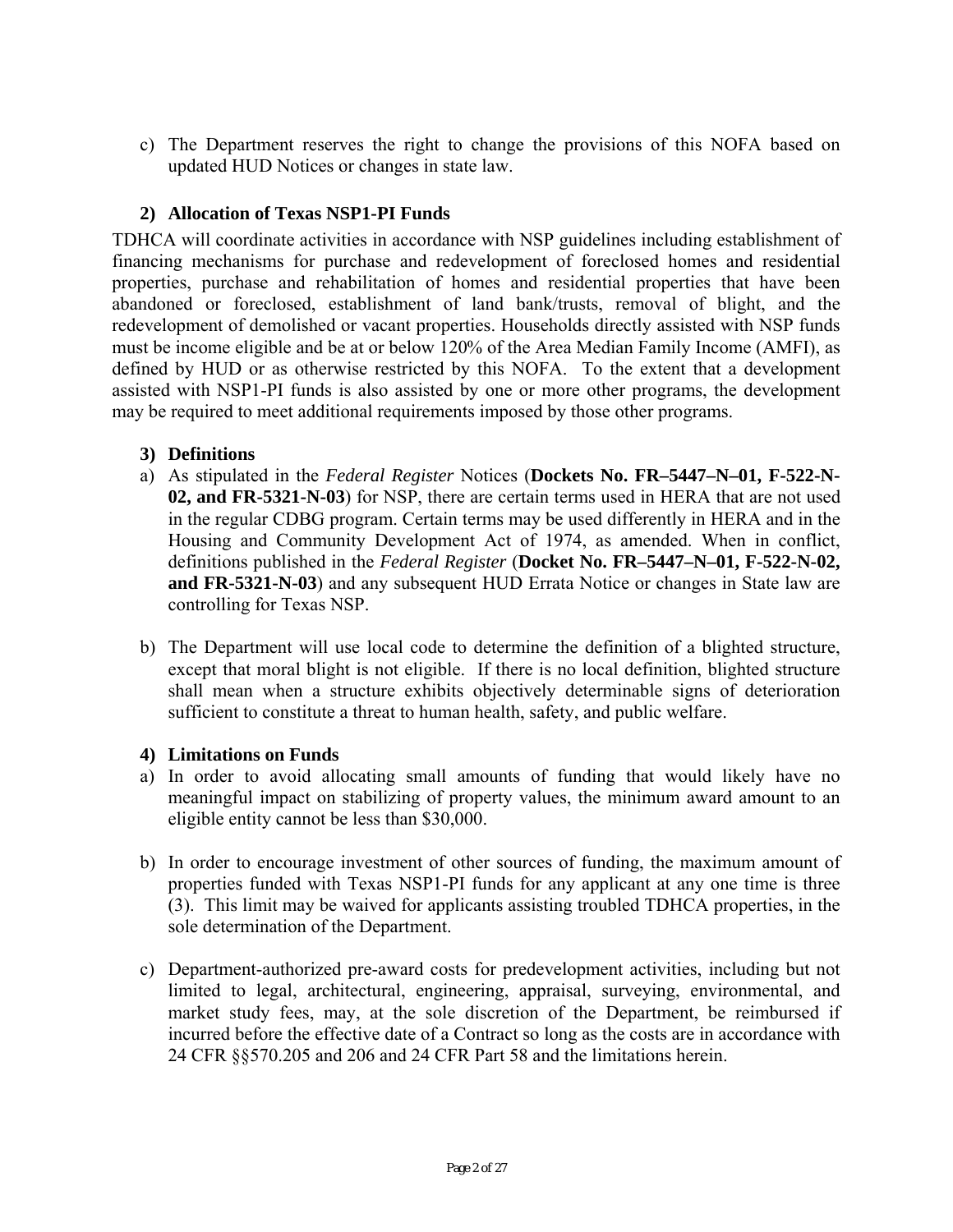c) The Department reserves the right to change the provisions of this NOFA based on updated HUD Notices or changes in state law.

### 2) Allocation of Texas NSP1-PI Funds

TDHCA will coordinate activities in accordance with NSP guidelines including establishment of financing mechanisms for purchase and redevelopment of foreclosed homes and residential properties, purchase and rehabilitation of homes and residential properties that have been abandoned or foreclosed, establishment of land bank/trusts, removal of blight, and the redevelopment of demolished or vacant properties. Households directly assisted with NSP funds must be income eligible and be at or below 120% of the Area Median Family Income (AMFI), as defined by HUD or as otherwise restricted by this NOFA. To the extent that a development assisted with NSP1-PI funds is also assisted by one or more other programs, the development may be required to meet additional requirements imposed by those other programs.

### 3) Definitions

a) As stipulated in the *Federal Register* Notices (**Dockets No. FR–5447–N–01, F-522-N-02, and FR-5321-N-03**) for NSP, there are certain terms used in HERA that are not used in the regular CDBG program. Certain terms may be used differently in HERA and in the Housing and Community Development Act of 1974, as amended. When in conflict, definitions published in the *Federal Register* (**Docket No. FR–5447–N–01, F-522-N-02, and FR-5321-N-03**) and any subsequent HUD Errata Notice or changes in State law are controlling for Texas NSP.

b) The Department will use local code to determine the definition of a blighted structure, except that moral blight is not eligible. If there is no local definition, blighted structure shall mean when a structure exhibits objectively determinable signs of deterioration sufficient to constitute a threat to human health, safety, and public welfare.

### 4) Limitations on Funds

a) In order to avoid allocating small amounts of funding that would likely have no meaningful impact on stabilizing of property values, the minimum award amount to an eligible entity cannot be less than $30,000.

b) In order to encourage investment of other sources of funding, the maximum amount of properties funded with Texas NSP1-PI funds for any applicant at any one time is three (3). This limit may be waived for applicants assisting troubled TDHCA properties, in the sole determination of the Department.

c) Department-authorized pre-award costs for predevelopment activities, including but not limited to legal, architectural, engineering, appraisal, surveying, environmental, and market study fees, may, at the sole discretion of the Department, be reimbursed if incurred before the effective date of a Contract so long as the costs are in accordance with 24 CFR §§570.205 and 206 and 24 CFR Part 58 and the limitations herein.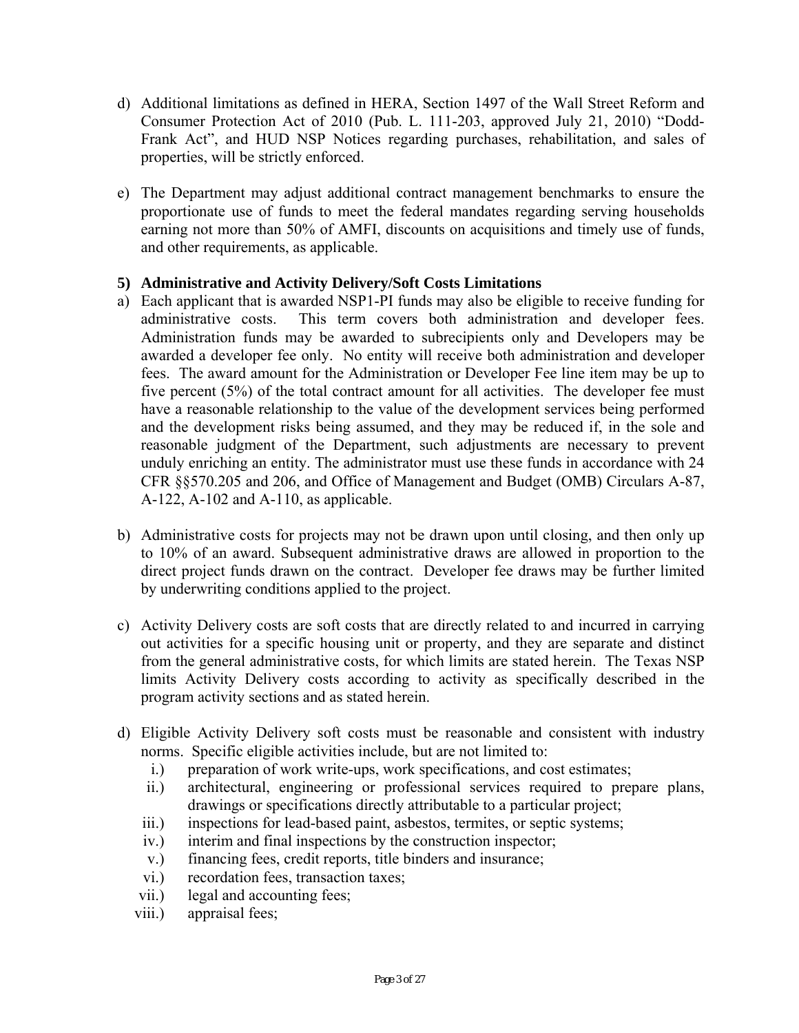d) Additional limitations as defined in HERA, Section 1497 of the Wall Street Reform and Consumer Protection Act of 2010 (Pub. L. 111-203, approved July 21, 2010) "Dodd-Frank Act", and HUD NSP Notices regarding purchases, rehabilitation, and sales of properties, will be strictly enforced.

e) The Department may adjust additional contract management benchmarks to ensure the proportionate use of funds to meet the federal mandates regarding serving households earning not more than 50% of AMFI, discounts on acquisitions and timely use of funds, and other requirements, as applicable.

**5) Administrative and Activity Delivery/Soft Costs Limitations**

a) Each applicant that is awarded NSP1-PI funds may also be eligible to receive funding for administrative costs. This term covers both administration and developer fees. Administration funds may be awarded to subrecipients only and Developers may be awarded a developer fee only. No entity will receive both administration and developer fees. The award amount for the Administration or Developer Fee line item may be up to five percent (5%) of the total contract amount for all activities. The developer fee must have a reasonable relationship to the value of the development services being performed and the development risks being assumed, and they may be reduced if, in the sole and reasonable judgment of the Department, such adjustments are necessary to prevent unduly enriching an entity. The administrator must use these funds in accordance with 24 CFR §§570.205 and 206, and Office of Management and Budget (OMB) Circulars A-87, A-122, A-102 and A-110, as applicable.

b) Administrative costs for projects may not be drawn upon until closing, and then only up to 10% of an award. Subsequent administrative draws are allowed in proportion to the direct project funds drawn on the contract. Developer fee draws may be further limited by underwriting conditions applied to the project.

c) Activity Delivery costs are soft costs that are directly related to and incurred in carrying out activities for a specific housing unit or property, and they are separate and distinct from the general administrative costs, for which limits are stated herein. The Texas NSP limits Activity Delivery costs according to activity as specifically described in the program activity sections and as stated herein.

d) Eligible Activity Delivery soft costs must be reasonable and consistent with industry norms. Specific eligible activities include, but are not limited to:
   i.) preparation of work write-ups, work specifications, and cost estimates;
   ii.) architectural, engineering or professional services required to prepare plans, drawings or specifications directly attributable to a particular project;
   iii.) inspections for lead-based paint, asbestos, termites, or septic systems;
   iv.) interim and final inspections by the construction inspector;
   v.) financing fees, credit reports, title binders and insurance;
   vi.) recordation fees, transaction taxes;
   vii.) legal and accounting fees;
   viii.) appraisal fees;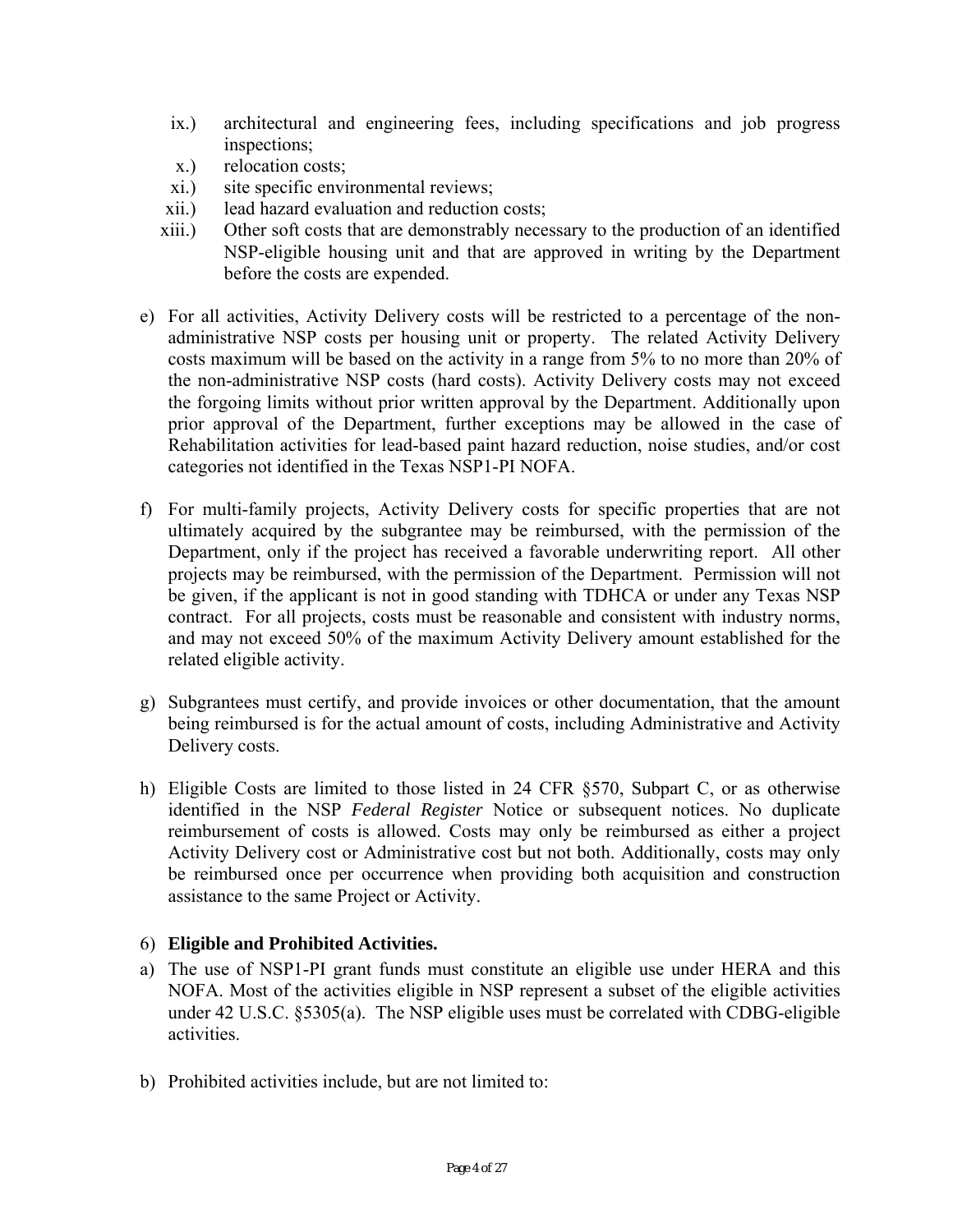ix.) architectural and engineering fees, including specifications and job progress inspections;

x.) relocation costs;

xi.) site specific environmental reviews;

xii.) lead hazard evaluation and reduction costs;

xiii.) Other soft costs that are demonstrably necessary to the production of an identified NSP-eligible housing unit and that are approved in writing by the Department before the costs are expended.

e) For all activities, Activity Delivery costs will be restricted to a percentage of the non-administrative NSP costs per housing unit or property. The related Activity Delivery costs maximum will be based on the activity in a range from 5% to no more than 20% of the non-administrative NSP costs (hard costs). Activity Delivery costs may not exceed the forgoing limits without prior written approval by the Department. Additionally upon prior approval of the Department, further exceptions may be allowed in the case of Rehabilitation activities for lead-based paint hazard reduction, noise studies, and/or cost categories not identified in the Texas NSP1-PI NOFA.

f) For multi-family projects, Activity Delivery costs for specific properties that are not ultimately acquired by the subgrantee may be reimbursed, with the permission of the Department, only if the project has received a favorable underwriting report. All other projects may be reimbursed, with the permission of the Department. Permission will not be given, if the applicant is not in good standing with TDHCA or under any Texas NSP contract. For all projects, costs must be reasonable and consistent with industry norms, and may not exceed 50% of the maximum Activity Delivery amount established for the related eligible activity.

g) Subgrantees must certify, and provide invoices or other documentation, that the amount being reimbursed is for the actual amount of costs, including Administrative and Activity Delivery costs.

h) Eligible Costs are limited to those listed in 24 CFR §570, Subpart C, or as otherwise identified in the NSP *Federal Register* Notice or subsequent notices. No duplicate reimbursement of costs is allowed. Costs may only be reimbursed as either a project Activity Delivery cost or Administrative cost but not both. Additionally, costs may only be reimbursed once per occurrence when providing both acquisition and construction assistance to the same Project or Activity.

6) **Eligible and Prohibited Activities.**

a) The use of NSP1-PI grant funds must constitute an eligible use under HERA and this NOFA. Most of the activities eligible in NSP represent a subset of the eligible activities under 42 U.S.C. §5305(a). The NSP eligible uses must be correlated with CDBG-eligible activities.

b) Prohibited activities include, but are not limited to: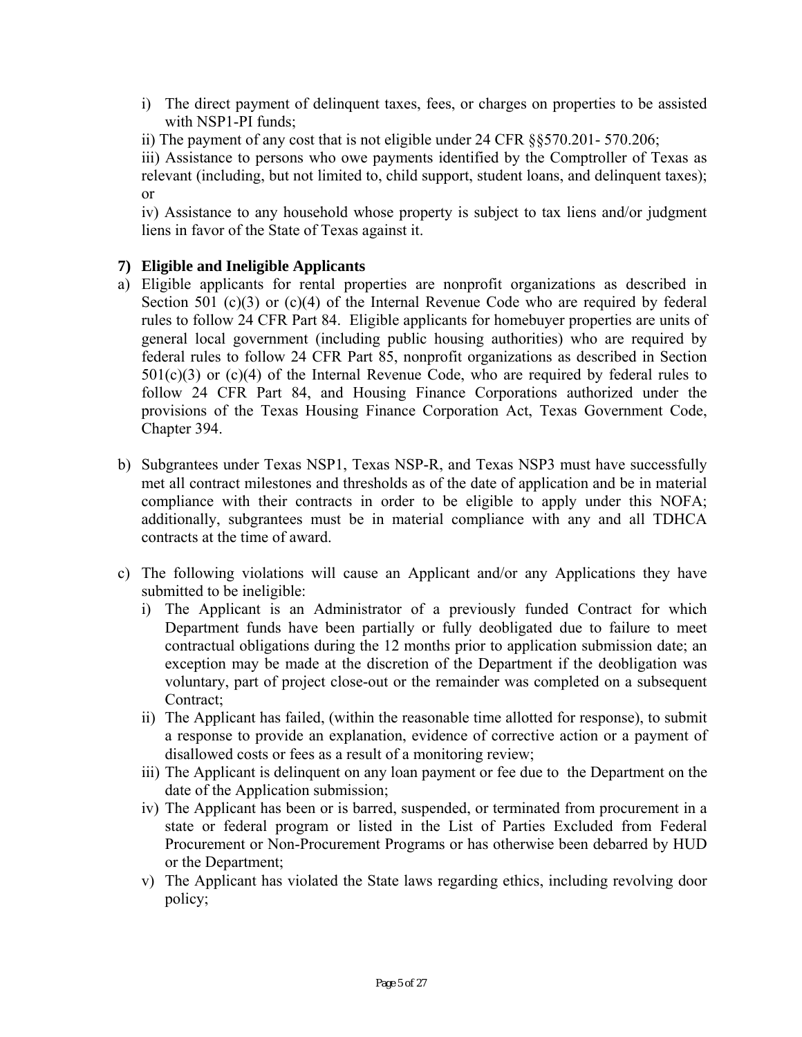i) The direct payment of delinquent taxes, fees, or charges on properties to be assisted with NSP1-PI funds;

   ii) The payment of any cost that is not eligible under 24 CFR §§570.201- 570.206;

   iii) Assistance to persons who owe payments identified by the Comptroller of Texas as relevant (including, but not limited to, child support, student loans, and delinquent taxes); or

   iv) Assistance to any household whose property is subject to tax liens and/or judgment liens in favor of the State of Texas against it.

### 7) Eligible and Ineligible Applicants

a) Eligible applicants for rental properties are nonprofit organizations as described in Section 501 (c)(3) or (c)(4) of the Internal Revenue Code who are required by federal rules to follow 24 CFR Part 84. Eligible applicants for homebuyer properties are units of general local government (including public housing authorities) who are required by federal rules to follow 24 CFR Part 85, nonprofit organizations as described in Section 501(c)(3) or (c)(4) of the Internal Revenue Code, who are required by federal rules to follow 24 CFR Part 84, and Housing Finance Corporations authorized under the provisions of the Texas Housing Finance Corporation Act, Texas Government Code, Chapter 394.

b) Subgrantees under Texas NSP1, Texas NSP-R, and Texas NSP3 must have successfully met all contract milestones and thresholds as of the date of application and be in material compliance with their contracts in order to be eligible to apply under this NOFA; additionally, subgrantees must be in material compliance with any and all TDHCA contracts at the time of award.

c) The following violations will cause an Applicant and/or any Applications they have submitted to be ineligible:

   i) The Applicant is an Administrator of a previously funded Contract for which Department funds have been partially or fully deobligated due to failure to meet contractual obligations during the 12 months prior to application submission date; an exception may be made at the discretion of the Department if the deobligation was voluntary, part of project close-out or the remainder was completed on a subsequent Contract;

   ii) The Applicant has failed, (within the reasonable time allotted for response), to submit a response to provide an explanation, evidence of corrective action or a payment of disallowed costs or fees as a result of a monitoring review;

   iii) The Applicant is delinquent on any loan payment or fee due to the Department on the date of the Application submission;

   iv) The Applicant has been or is barred, suspended, or terminated from procurement in a state or federal program or listed in the List of Parties Excluded from Federal Procurement or Non-Procurement Programs or has otherwise been debarred by HUD or the Department;

   v) The Applicant has violated the State laws regarding ethics, including revolving door policy;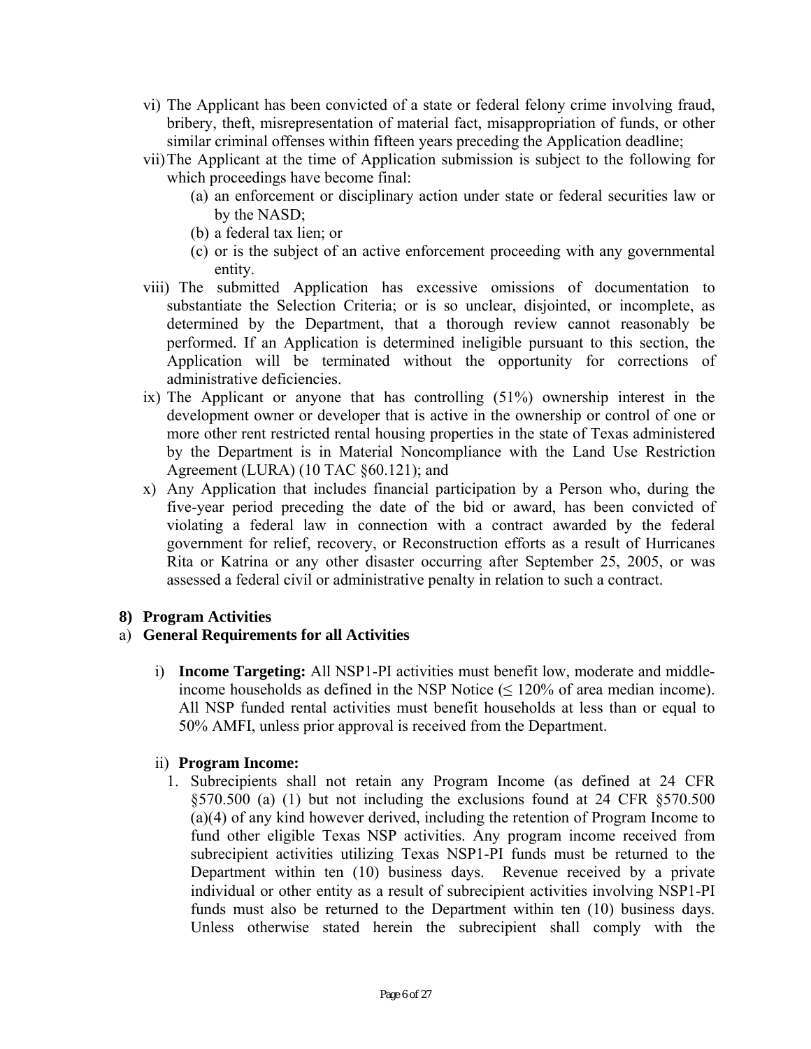vi) The Applicant has been convicted of a state or federal felony crime involving fraud, bribery, theft, misrepresentation of material fact, misappropriation of funds, or other similar criminal offenses within fifteen years preceding the Application deadline;

vii) The Applicant at the time of Application submission is subject to the following for which proceedings have become final:

   (a) an enforcement or disciplinary action under state or federal securities law or by the NASD;

   (b) a federal tax lien; or

   (c) or is the subject of an active enforcement proceeding with any governmental entity.

viii) The submitted Application has excessive omissions of documentation to substantiate the Selection Criteria; or is so unclear, disjointed, or incomplete, as determined by the Department, that a thorough review cannot reasonably be performed. If an Application is determined ineligible pursuant to this section, the Application will be terminated without the opportunity for corrections of administrative deficiencies.

ix) The Applicant or anyone that has controlling (51%) ownership interest in the development owner or developer that is active in the ownership or control of one or more other rent restricted rental housing properties in the state of Texas administered by the Department is in Material Noncompliance with the Land Use Restriction Agreement (LURA) (10 TAC §60.121); and

x) Any Application that includes financial participation by a Person who, during the five-year period preceding the date of the bid or award, has been convicted of violating a federal law in connection with a contract awarded by the federal government for relief, recovery, or Reconstruction efforts as a result of Hurricanes Rita or Katrina or any other disaster occurring after September 25, 2005, or was assessed a federal civil or administrative penalty in relation to such a contract.

**8) Program Activities**

a) **General Requirements for all Activities**

   i) **Income Targeting:** All NSP1-PI activities must benefit low, moderate and middle-income households as defined in the NSP Notice (≤ 120% of area median income). All NSP funded rental activities must benefit households at less than or equal to 50% AMFI, unless prior approval is received from the Department.

   ii) **Program Income:**

      1. Subrecipients shall not retain any Program Income (as defined at 24 CFR §570.500 (a) (1) but not including the exclusions found at 24 CFR §570.500 (a)(4) of any kind however derived, including the retention of Program Income to fund other eligible Texas NSP activities. Any program income received from subrecipient activities utilizing Texas NSP1-PI funds must be returned to the Department within ten (10) business days. Revenue received by a private individual or other entity as a result of subrecipient activities involving NSP1-PI funds must also be returned to the Department within ten (10) business days. Unless otherwise stated herein the subrecipient shall comply with the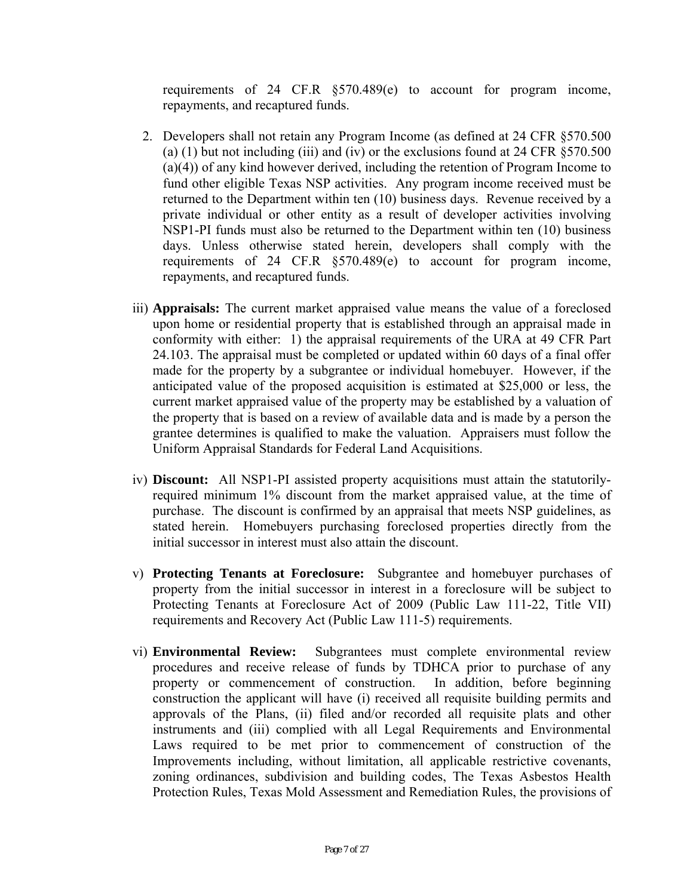requirements of 24 CF.R §570.489(e) to account for program income, repayments, and recaptured funds.

2. Developers shall not retain any Program Income (as defined at 24 CFR §570.500 (a) (1) but not including (iii) and (iv) or the exclusions found at 24 CFR §570.500 (a)(4)) of any kind however derived, including the retention of Program Income to fund other eligible Texas NSP activities. Any program income received must be returned to the Department within ten (10) business days. Revenue received by a private individual or other entity as a result of developer activities involving NSP1-PI funds must also be returned to the Department within ten (10) business days. Unless otherwise stated herein, developers shall comply with the requirements of 24 CF.R §570.489(e) to account for program income, repayments, and recaptured funds.

iii) **Appraisals:** The current market appraised value means the value of a foreclosed upon home or residential property that is established through an appraisal made in conformity with either: 1) the appraisal requirements of the URA at 49 CFR Part 24.103. The appraisal must be completed or updated within 60 days of a final offer made for the property by a subgrantee or individual homebuyer. However, if the anticipated value of the proposed acquisition is estimated at $25,000 or less, the current market appraised value of the property may be established by a valuation of the property that is based on a review of available data and is made by a person the grantee determines is qualified to make the valuation. Appraisers must follow the Uniform Appraisal Standards for Federal Land Acquisitions.

iv) **Discount:** All NSP1-PI assisted property acquisitions must attain the statutorily-required minimum 1% discount from the market appraised value, at the time of purchase. The discount is confirmed by an appraisal that meets NSP guidelines, as stated herein. Homebuyers purchasing foreclosed properties directly from the initial successor in interest must also attain the discount.

v) **Protecting Tenants at Foreclosure:** Subgrantee and homebuyer purchases of property from the initial successor in interest in a foreclosure will be subject to Protecting Tenants at Foreclosure Act of 2009 (Public Law 111-22, Title VII) requirements and Recovery Act (Public Law 111-5) requirements.

vi) **Environmental Review:** Subgrantees must complete environmental review procedures and receive release of funds by TDHCA prior to purchase of any property or commencement of construction. In addition, before beginning construction the applicant will have (i) received all requisite building permits and approvals of the Plans, (ii) filed and/or recorded all requisite plats and other instruments and (iii) complied with all Legal Requirements and Environmental Laws required to be met prior to commencement of construction of the Improvements including, without limitation, all applicable restrictive covenants, zoning ordinances, subdivision and building codes, The Texas Asbestos Health Protection Rules, Texas Mold Assessment and Remediation Rules, the provisions of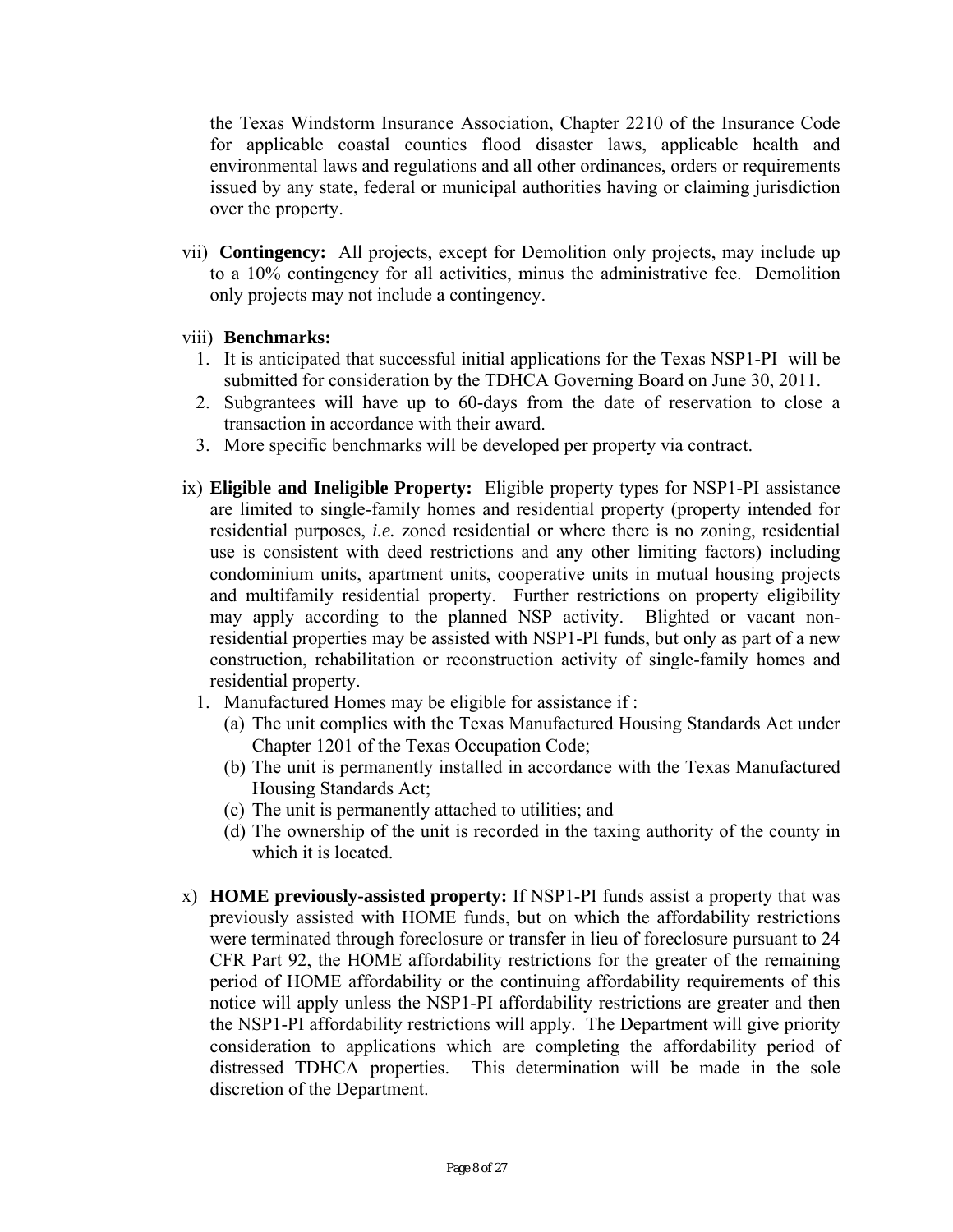the Texas Windstorm Insurance Association, Chapter 2210 of the Insurance Code for applicable coastal counties flood disaster laws, applicable health and environmental laws and regulations and all other ordinances, orders or requirements issued by any state, federal or municipal authorities having or claiming jurisdiction over the property.

vii) **Contingency:** All projects, except for Demolition only projects, may include up to a 10% contingency for all activities, minus the administrative fee. Demolition only projects may not include a contingency.

viii) **Benchmarks:**

1. It is anticipated that successful initial applications for the Texas NSP1-PI will be submitted for consideration by the TDHCA Governing Board on June 30, 2011.
2. Subgrantees will have up to 60-days from the date of reservation to close a transaction in accordance with their award.
3. More specific benchmarks will be developed per property via contract.

ix) **Eligible and Ineligible Property:** Eligible property types for NSP1-PI assistance are limited to single-family homes and residential property (property intended for residential purposes, *i.e.* zoned residential or where there is no zoning, residential use is consistent with deed restrictions and any other limiting factors) including condominium units, apartment units, cooperative units in mutual housing projects and multifamily residential property. Further restrictions on property eligibility may apply according to the planned NSP activity. Blighted or vacant non-residential properties may be assisted with NSP1-PI funds, but only as part of a new construction, rehabilitation or reconstruction activity of single-family homes and residential property.

1. Manufactured Homes may be eligible for assistance if :
   - (a) The unit complies with the Texas Manufactured Housing Standards Act under Chapter 1201 of the Texas Occupation Code;
   - (b) The unit is permanently installed in accordance with the Texas Manufactured Housing Standards Act;
   - (c) The unit is permanently attached to utilities; and
   - (d) The ownership of the unit is recorded in the taxing authority of the county in which it is located.

x) **HOME previously-assisted property:** If NSP1-PI funds assist a property that was previously assisted with HOME funds, but on which the affordability restrictions were terminated through foreclosure or transfer in lieu of foreclosure pursuant to 24 CFR Part 92, the HOME affordability restrictions for the greater of the remaining period of HOME affordability or the continuing affordability requirements of this notice will apply unless the NSP1-PI affordability restrictions are greater and then the NSP1-PI affordability restrictions will apply. The Department will give priority consideration to applications which are completing the affordability period of distressed TDHCA properties. This determination will be made in the sole discretion of the Department.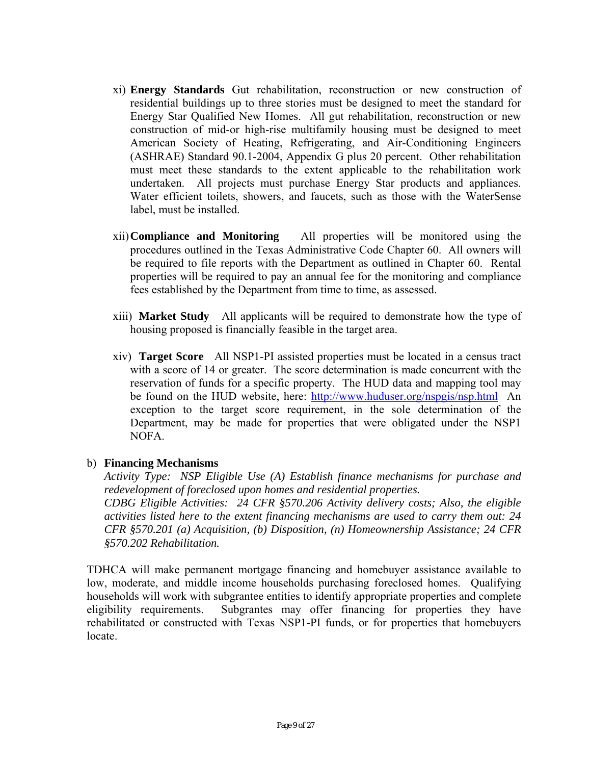xi) **Energy Standards** Gut rehabilitation, reconstruction or new construction of residential buildings up to three stories must be designed to meet the standard for Energy Star Qualified New Homes. All gut rehabilitation, reconstruction or new construction of mid-or high-rise multifamily housing must be designed to meet American Society of Heating, Refrigerating, and Air-Conditioning Engineers (ASHRAE) Standard 90.1-2004, Appendix G plus 20 percent. Other rehabilitation must meet these standards to the extent applicable to the rehabilitation work undertaken. All projects must purchase Energy Star products and appliances. Water efficient toilets, showers, and faucets, such as those with the WaterSense label, must be installed.

xii) **Compliance and Monitoring** All properties will be monitored using the procedures outlined in the Texas Administrative Code Chapter 60. All owners will be required to file reports with the Department as outlined in Chapter 60. Rental properties will be required to pay an annual fee for the monitoring and compliance fees established by the Department from time to time, as assessed.

xiii) **Market Study** All applicants will be required to demonstrate how the type of housing proposed is financially feasible in the target area.

xiv) **Target Score** All NSP1-PI assisted properties must be located in a census tract with a score of 14 or greater. The score determination is made concurrent with the reservation of funds for a specific property. The HUD data and mapping tool may be found on the HUD website, here: http://www.huduser.org/nspgis/nsp.html An exception to the target score requirement, in the sole determination of the Department, may be made for properties that were obligated under the NSP1 NOFA.

b) **Financing Mechanisms**

*Activity Type: NSP Eligible Use (A) Establish finance mechanisms for purchase and redevelopment of foreclosed upon homes and residential properties.*

*CDBG Eligible Activities: 24 CFR §570.206 Activity delivery costs; Also, the eligible activities listed here to the extent financing mechanisms are used to carry them out: 24 CFR §570.201 (a) Acquisition, (b) Disposition, (n) Homeownership Assistance; 24 CFR §570.202 Rehabilitation.*

TDHCA will make permanent mortgage financing and homebuyer assistance available to low, moderate, and middle income households purchasing foreclosed homes. Qualifying households will work with subgrantee entities to identify appropriate properties and complete eligibility requirements. Subgrantes may offer financing for properties they have rehabilitated or constructed with Texas NSP1-PI funds, or for properties that homebuyers locate.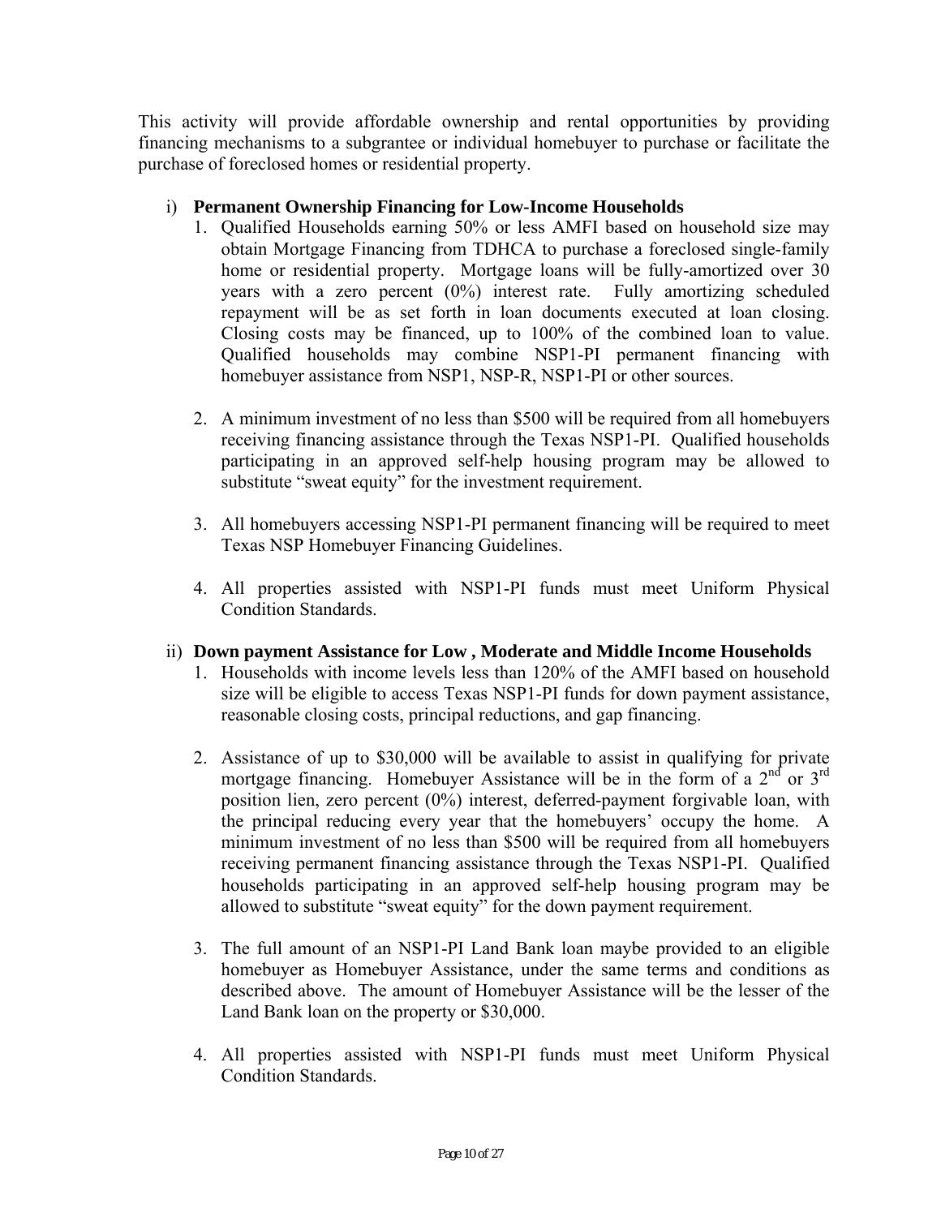This activity will provide affordable ownership and rental opportunities by providing financing mechanisms to a subgrantee or individual homebuyer to purchase or facilitate the purchase of foreclosed homes or residential property.

i) **Permanent Ownership Financing for Low-Income Households**

1. Qualified Households earning 50% or less AMFI based on household size may obtain Mortgage Financing from TDHCA to purchase a foreclosed single-family home or residential property. Mortgage loans will be fully-amortized over 30 years with a zero percent (0%) interest rate. Fully amortizing scheduled repayment will be as set forth in loan documents executed at loan closing. Closing costs may be financed, up to 100% of the combined loan to value. Qualified households may combine NSP1-PI permanent financing with homebuyer assistance from NSP1, NSP-R, NSP1-PI or other sources.

2. A minimum investment of no less than $500 will be required from all homebuyers receiving financing assistance through the Texas NSP1-PI. Qualified households participating in an approved self-help housing program may be allowed to substitute "sweat equity" for the investment requirement.

3. All homebuyers accessing NSP1-PI permanent financing will be required to meet Texas NSP Homebuyer Financing Guidelines.

4. All properties assisted with NSP1-PI funds must meet Uniform Physical Condition Standards.

ii) **Down payment Assistance for Low , Moderate and Middle Income Households**

1. Households with income levels less than 120% of the AMFI based on household size will be eligible to access Texas NSP1-PI funds for down payment assistance, reasonable closing costs, principal reductions, and gap financing.

2. Assistance of up to $30,000 will be available to assist in qualifying for private mortgage financing. Homebuyer Assistance will be in the form of a 2nd or 3rd position lien, zero percent (0%) interest, deferred-payment forgivable loan, with the principal reducing every year that the homebuyers' occupy the home. A minimum investment of no less than $500 will be required from all homebuyers receiving permanent financing assistance through the Texas NSP1-PI. Qualified households participating in an approved self-help housing program may be allowed to substitute "sweat equity" for the down payment requirement.

3. The full amount of an NSP1-PI Land Bank loan maybe provided to an eligible homebuyer as Homebuyer Assistance, under the same terms and conditions as described above. The amount of Homebuyer Assistance will be the lesser of the Land Bank loan on the property or $30,000.

4. All properties assisted with NSP1-PI funds must meet Uniform Physical Condition Standards.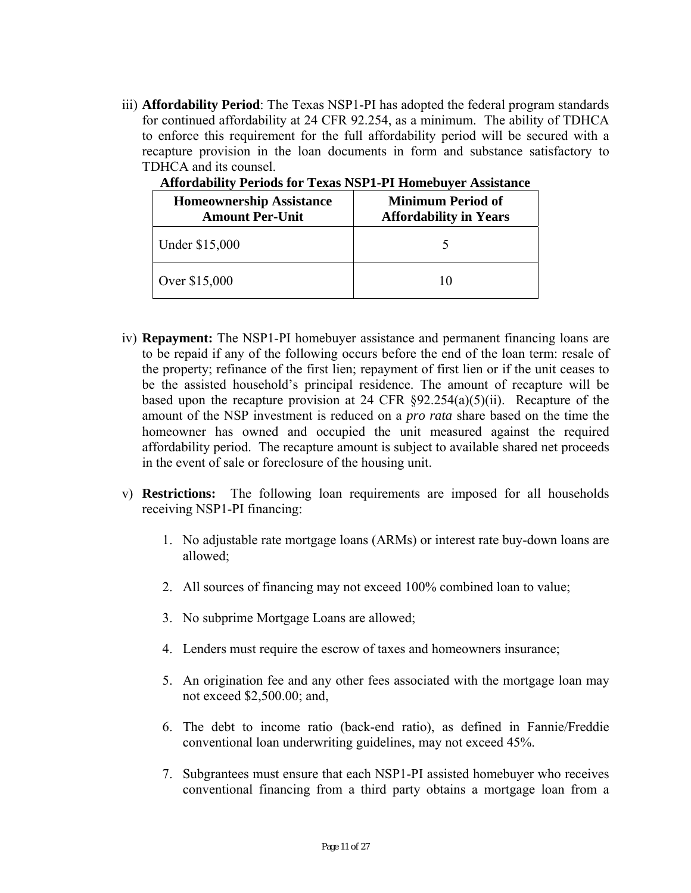iii) **Affordability Period**: The Texas NSP1-PI has adopted the federal program standards for continued affordability at 24 CFR 92.254, as a minimum. The ability of TDHCA to enforce this requirement for the full affordability period will be secured with a recapture provision in the loan documents in form and substance satisfactory to TDHCA and its counsel.

**Affordability Periods for Texas NSP1-PI Homebuyer Assistance**

| Homeownership Assistance Amount Per-Unit | Minimum Period of Affordability in Years |
|---|---|
| Under $15,000 | 5 |
| Over $15,000 | 10 |

iv) **Repayment:** The NSP1-PI homebuyer assistance and permanent financing loans are to be repaid if any of the following occurs before the end of the loan term: resale of the property; refinance of the first lien; repayment of first lien or if the unit ceases to be the assisted household's principal residence. The amount of recapture will be based upon the recapture provision at 24 CFR §92.254(a)(5)(ii). Recapture of the amount of the NSP investment is reduced on a *pro rata* share based on the time the homeowner has owned and occupied the unit measured against the required affordability period. The recapture amount is subject to available shared net proceeds in the event of sale or foreclosure of the housing unit.

v) **Restrictions:** The following loan requirements are imposed for all households receiving NSP1-PI financing:

1. No adjustable rate mortgage loans (ARMs) or interest rate buy-down loans are allowed;

2. All sources of financing may not exceed 100% combined loan to value;

3. No subprime Mortgage Loans are allowed;

4. Lenders must require the escrow of taxes and homeowners insurance;

5. An origination fee and any other fees associated with the mortgage loan may not exceed $2,500.00; and,

6. The debt to income ratio (back-end ratio), as defined in Fannie/Freddie conventional loan underwriting guidelines, may not exceed 45%.

7. Subgrantees must ensure that each NSP1-PI assisted homebuyer who receives conventional financing from a third party obtains a mortgage loan from a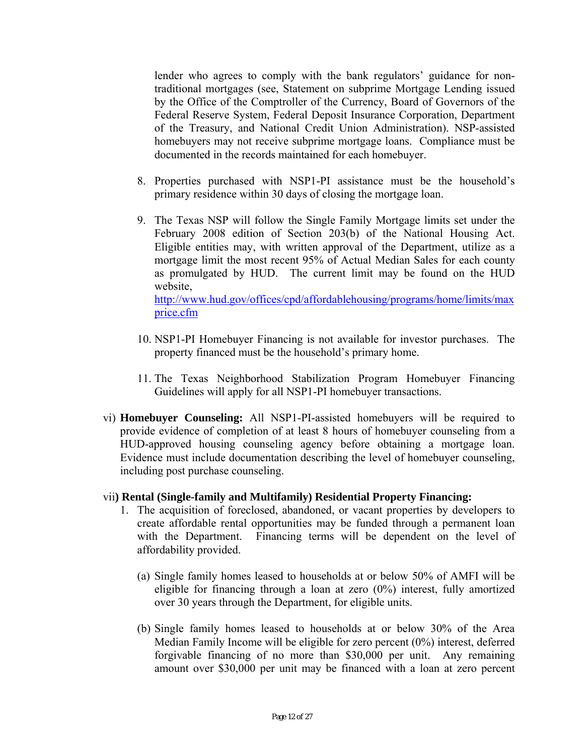lender who agrees to comply with the bank regulators' guidance for non-traditional mortgages (see, Statement on subprime Mortgage Lending issued by the Office of the Comptroller of the Currency, Board of Governors of the Federal Reserve System, Federal Deposit Insurance Corporation, Department of the Treasury, and National Credit Union Administration). NSP-assisted homebuyers may not receive subprime mortgage loans. Compliance must be documented in the records maintained for each homebuyer.

8. Properties purchased with NSP1-PI assistance must be the household's primary residence within 30 days of closing the mortgage loan.

9. The Texas NSP will follow the Single Family Mortgage limits set under the February 2008 edition of Section 203(b) of the National Housing Act. Eligible entities may, with written approval of the Department, utilize as a mortgage limit the most recent 95% of Actual Median Sales for each county as promulgated by HUD. The current limit may be found on the HUD website, [http://www.hud.gov/offices/cpd/affordablehousing/programs/home/limits/maxprice.cfm](http://www.hud.gov/offices/cpd/affordablehousing/programs/home/limits/maxprice.cfm)

10. NSP1-PI Homebuyer Financing is not available for investor purchases. The property financed must be the household's primary home.

11. The Texas Neighborhood Stabilization Program Homebuyer Financing Guidelines will apply for all NSP1-PI homebuyer transactions.

vi) **Homebuyer Counseling:** All NSP1-PI-assisted homebuyers will be required to provide evidence of completion of at least 8 hours of homebuyer counseling from a HUD-approved housing counseling agency before obtaining a mortgage loan. Evidence must include documentation describing the level of homebuyer counseling, including post purchase counseling.

vii**) Rental (Single-family and Multifamily) Residential Property Financing:**

1. The acquisition of foreclosed, abandoned, or vacant properties by developers to create affordable rental opportunities may be funded through a permanent loan with the Department. Financing terms will be dependent on the level of affordability provided.

   (a) Single family homes leased to households at or below 50% of AMFI will be eligible for financing through a loan at zero (0%) interest, fully amortized over 30 years through the Department, for eligible units.

   (b) Single family homes leased to households at or below 30% of the Area Median Family Income will be eligible for zero percent (0%) interest, deferred forgivable financing of no more than $30,000 per unit. Any remaining amount over $30,000 per unit may be financed with a loan at zero percent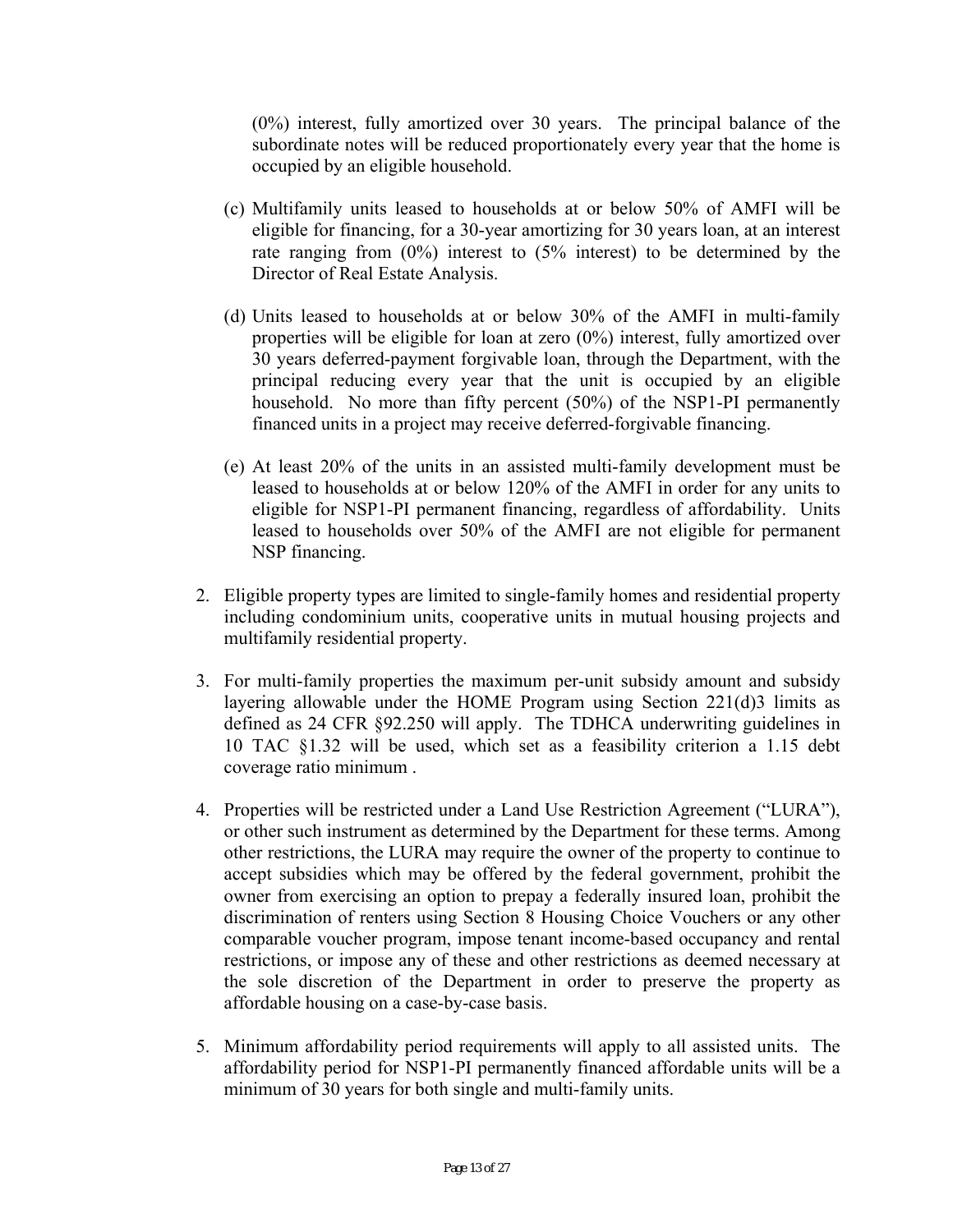(0%) interest, fully amortized over 30 years. The principal balance of the subordinate notes will be reduced proportionately every year that the home is occupied by an eligible household.

(c) Multifamily units leased to households at or below 50% of AMFI will be eligible for financing, for a 30-year amortizing for 30 years loan, at an interest rate ranging from (0%) interest to (5% interest) to be determined by the Director of Real Estate Analysis.

(d) Units leased to households at or below 30% of the AMFI in multi-family properties will be eligible for loan at zero (0%) interest, fully amortized over 30 years deferred-payment forgivable loan, through the Department, with the principal reducing every year that the unit is occupied by an eligible household. No more than fifty percent (50%) of the NSP1-PI permanently financed units in a project may receive deferred-forgivable financing.

(e) At least 20% of the units in an assisted multi-family development must be leased to households at or below 120% of the AMFI in order for any units to eligible for NSP1-PI permanent financing, regardless of affordability. Units leased to households over 50% of the AMFI are not eligible for permanent NSP financing.

2. Eligible property types are limited to single-family homes and residential property including condominium units, cooperative units in mutual housing projects and multifamily residential property.

3. For multi-family properties the maximum per-unit subsidy amount and subsidy layering allowable under the HOME Program using Section 221(d)3 limits as defined as 24 CFR §92.250 will apply. The TDHCA underwriting guidelines in 10 TAC §1.32 will be used, which set as a feasibility criterion a 1.15 debt coverage ratio minimum .

4. Properties will be restricted under a Land Use Restriction Agreement ("LURA"), or other such instrument as determined by the Department for these terms. Among other restrictions, the LURA may require the owner of the property to continue to accept subsidies which may be offered by the federal government, prohibit the owner from exercising an option to prepay a federally insured loan, prohibit the discrimination of renters using Section 8 Housing Choice Vouchers or any other comparable voucher program, impose tenant income-based occupancy and rental restrictions, or impose any of these and other restrictions as deemed necessary at the sole discretion of the Department in order to preserve the property as affordable housing on a case-by-case basis.

5. Minimum affordability period requirements will apply to all assisted units. The affordability period for NSP1-PI permanently financed affordable units will be a minimum of 30 years for both single and multi-family units.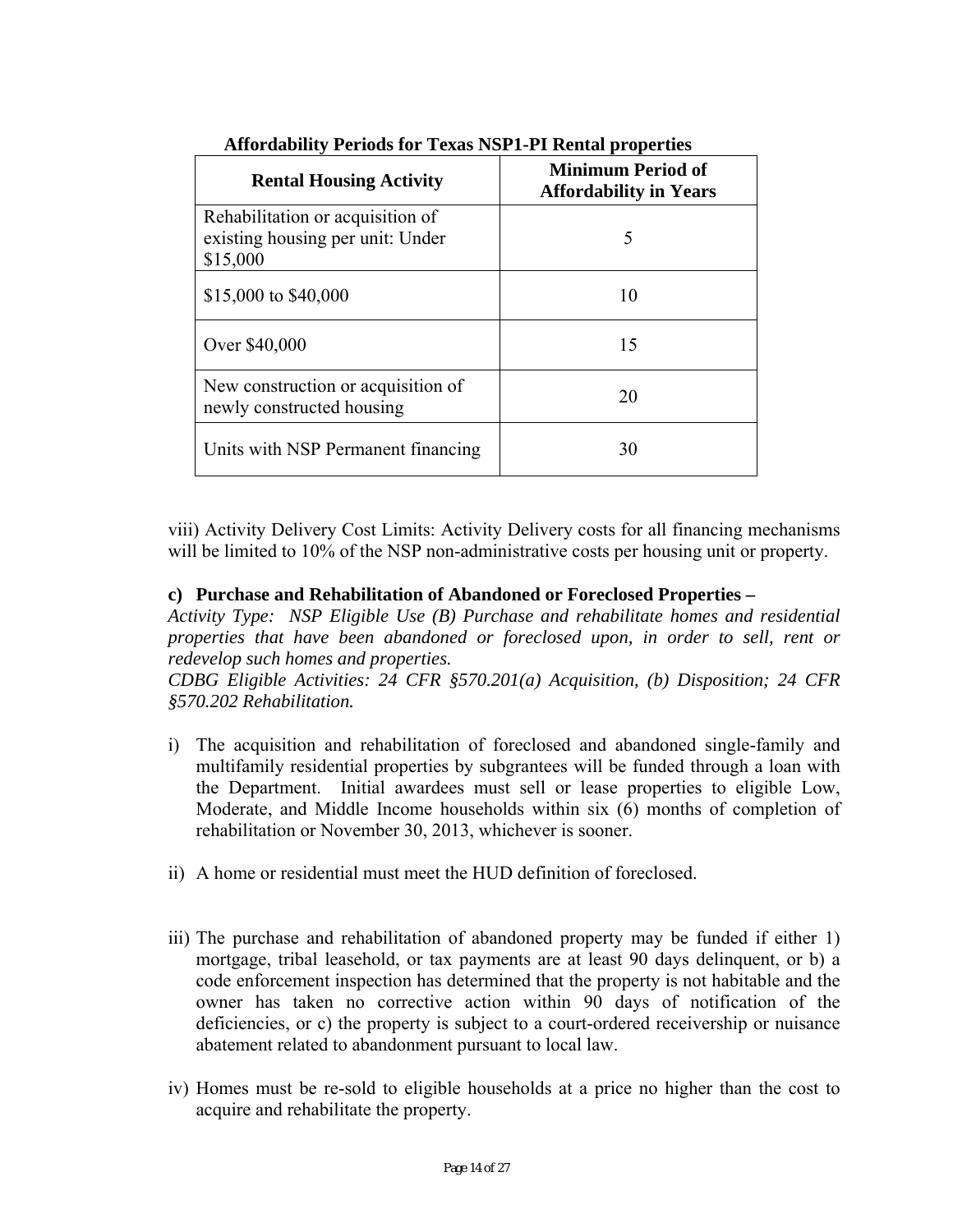**Affordability Periods for Texas NSP1-PI Rental properties**

| Rental Housing Activity | Minimum Period of Affordability in Years |
|---|---|
| Rehabilitation or acquisition of existing housing per unit: Under $15,000 | 5 |
| $15,000 to $40,000 | 10 |
| Over $40,000 | 15 |
| New construction or acquisition of newly constructed housing | 20 |
| Units with NSP Permanent financing | 30 |

viii) Activity Delivery Cost Limits: Activity Delivery costs for all financing mechanisms will be limited to 10% of the NSP non-administrative costs per housing unit or property.

**c) Purchase and Rehabilitation of Abandoned or Foreclosed Properties –**

*Activity Type: NSP Eligible Use (B) Purchase and rehabilitate homes and residential properties that have been abandoned or foreclosed upon, in order to sell, rent or redevelop such homes and properties.*

*CDBG Eligible Activities: 24 CFR §570.201(a) Acquisition, (b) Disposition; 24 CFR §570.202 Rehabilitation.*

i) The acquisition and rehabilitation of foreclosed and abandoned single-family and multifamily residential properties by subgrantees will be funded through a loan with the Department. Initial awardees must sell or lease properties to eligible Low, Moderate, and Middle Income households within six (6) months of completion of rehabilitation or November 30, 2013, whichever is sooner.

ii) A home or residential must meet the HUD definition of foreclosed.

iii) The purchase and rehabilitation of abandoned property may be funded if either 1) mortgage, tribal leasehold, or tax payments are at least 90 days delinquent, or b) a code enforcement inspection has determined that the property is not habitable and the owner has taken no corrective action within 90 days of notification of the deficiencies, or c) the property is subject to a court-ordered receivership or nuisance abatement related to abandonment pursuant to local law.

iv) Homes must be re-sold to eligible households at a price no higher than the cost to acquire and rehabilitate the property.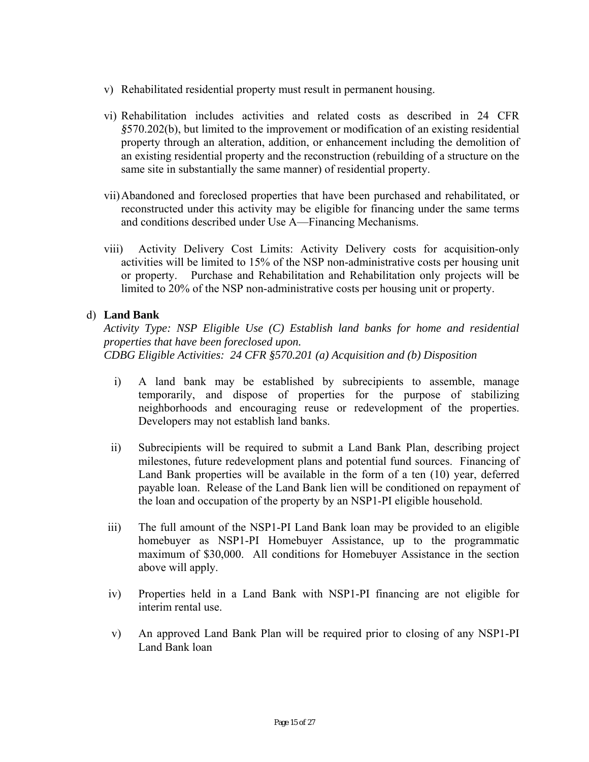v) Rehabilitated residential property must result in permanent housing.

vi) Rehabilitation includes activities and related costs as described in 24 CFR §570.202(b), but limited to the improvement or modification of an existing residential property through an alteration, addition, or enhancement including the demolition of an existing residential property and the reconstruction (rebuilding of a structure on the same site in substantially the same manner) of residential property.

vii) Abandoned and foreclosed properties that have been purchased and rehabilitated, or reconstructed under this activity may be eligible for financing under the same terms and conditions described under Use A—Financing Mechanisms.

viii) Activity Delivery Cost Limits: Activity Delivery costs for acquisition-only activities will be limited to 15% of the NSP non-administrative costs per housing unit or property. Purchase and Rehabilitation and Rehabilitation only projects will be limited to 20% of the NSP non-administrative costs per housing unit or property.

d) **Land Bank**

*Activity Type: NSP Eligible Use (C) Establish land banks for home and residential properties that have been foreclosed upon.*
*CDBG Eligible Activities: 24 CFR §570.201 (a) Acquisition and (b) Disposition*

i) A land bank may be established by subrecipients to assemble, manage temporarily, and dispose of properties for the purpose of stabilizing neighborhoods and encouraging reuse or redevelopment of the properties. Developers may not establish land banks.

ii) Subrecipients will be required to submit a Land Bank Plan, describing project milestones, future redevelopment plans and potential fund sources. Financing of Land Bank properties will be available in the form of a ten (10) year, deferred payable loan. Release of the Land Bank lien will be conditioned on repayment of the loan and occupation of the property by an NSP1-PI eligible household.

iii) The full amount of the NSP1-PI Land Bank loan may be provided to an eligible homebuyer as NSP1-PI Homebuyer Assistance, up to the programmatic maximum of $30,000. All conditions for Homebuyer Assistance in the section above will apply.

iv) Properties held in a Land Bank with NSP1-PI financing are not eligible for interim rental use.

v) An approved Land Bank Plan will be required prior to closing of any NSP1-PI Land Bank loan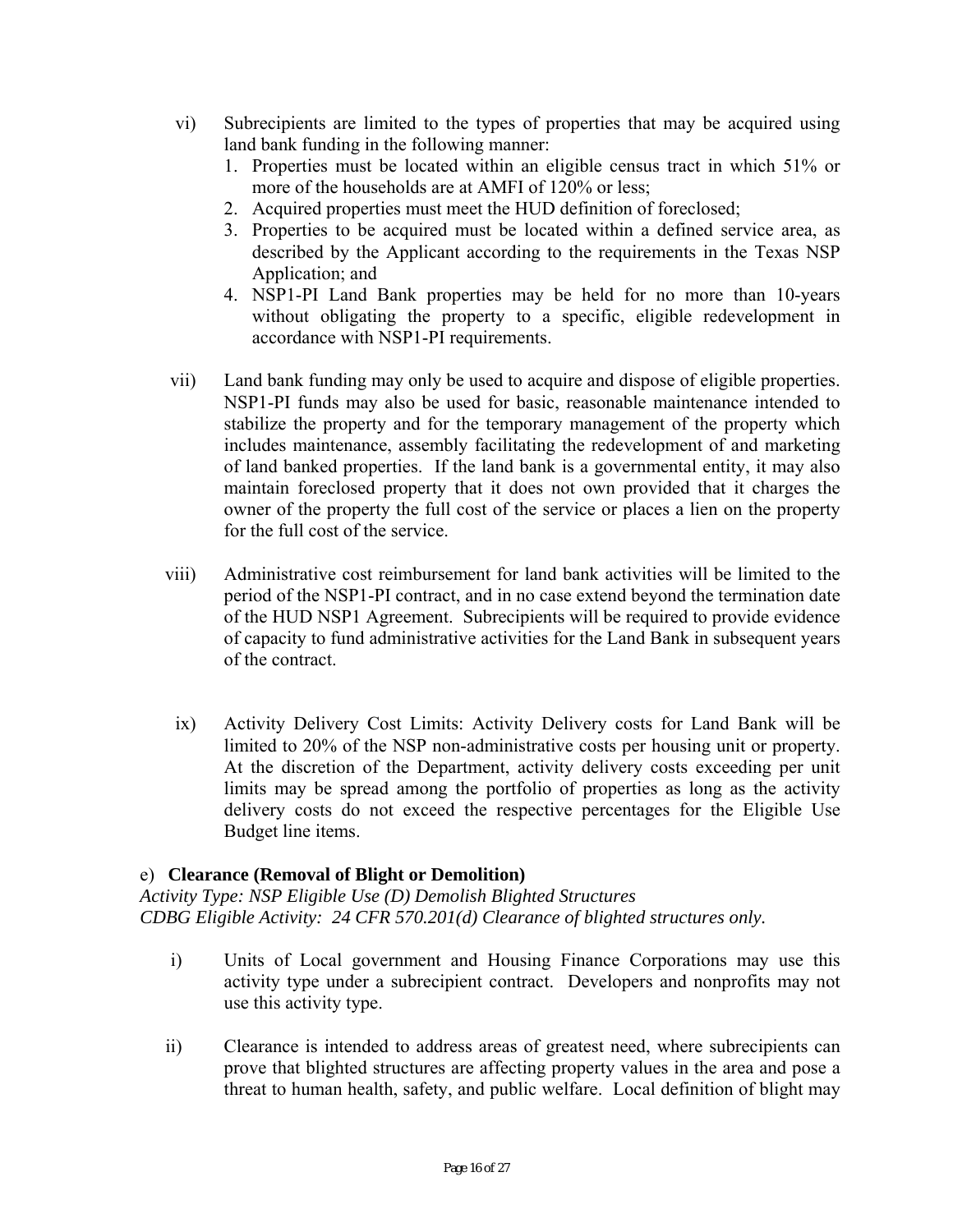vi) Subrecipients are limited to the types of properties that may be acquired using land bank funding in the following manner:
   1. Properties must be located within an eligible census tract in which 51% or more of the households are at AMFI of 120% or less;
   2. Acquired properties must meet the HUD definition of foreclosed;
   3. Properties to be acquired must be located within a defined service area, as described by the Applicant according to the requirements in the Texas NSP Application; and
   4. NSP1-PI Land Bank properties may be held for no more than 10-years without obligating the property to a specific, eligible redevelopment in accordance with NSP1-PI requirements.

vii) Land bank funding may only be used to acquire and dispose of eligible properties. NSP1-PI funds may also be used for basic, reasonable maintenance intended to stabilize the property and for the temporary management of the property which includes maintenance, assembly facilitating the redevelopment of and marketing of land banked properties. If the land bank is a governmental entity, it may also maintain foreclosed property that it does not own provided that it charges the owner of the property the full cost of the service or places a lien on the property for the full cost of the service.

viii) Administrative cost reimbursement for land bank activities will be limited to the period of the NSP1-PI contract, and in no case extend beyond the termination date of the HUD NSP1 Agreement. Subrecipients will be required to provide evidence of capacity to fund administrative activities for the Land Bank in subsequent years of the contract.

ix) Activity Delivery Cost Limits: Activity Delivery costs for Land Bank will be limited to 20% of the NSP non-administrative costs per housing unit or property. At the discretion of the Department, activity delivery costs exceeding per unit limits may be spread among the portfolio of properties as long as the activity delivery costs do not exceed the respective percentages for the Eligible Use Budget line items.

e) **Clearance (Removal of Blight or Demolition)**
*Activity Type: NSP Eligible Use (D) Demolish Blighted Structures*
*CDBG Eligible Activity: 24 CFR 570.201(d) Clearance of blighted structures only.*

i) Units of Local government and Housing Finance Corporations may use this activity type under a subrecipient contract. Developers and nonprofits may not use this activity type.

ii) Clearance is intended to address areas of greatest need, where subrecipients can prove that blighted structures are affecting property values in the area and pose a threat to human health, safety, and public welfare. Local definition of blight may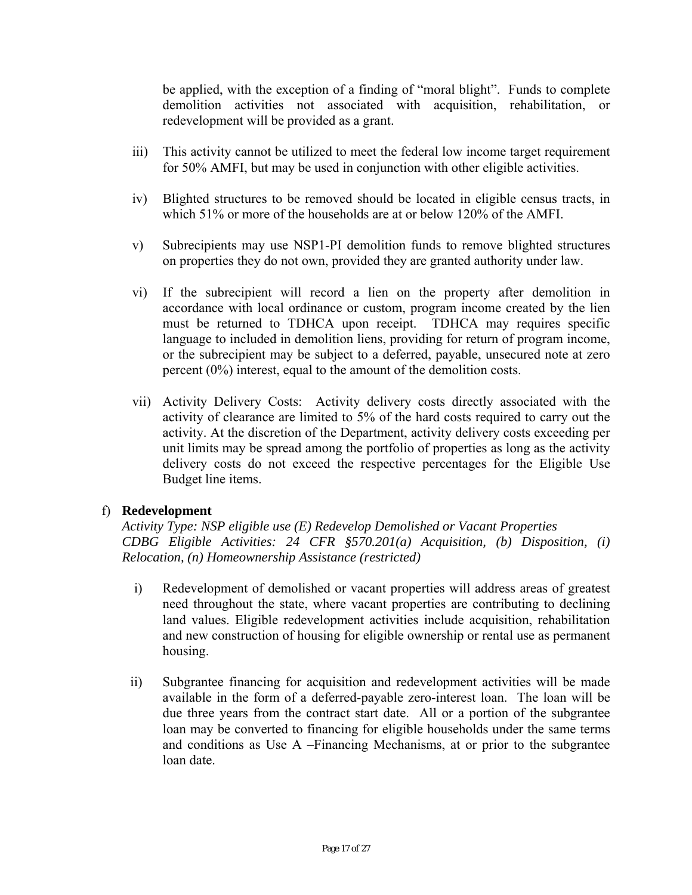be applied, with the exception of a finding of "moral blight". Funds to complete demolition activities not associated with acquisition, rehabilitation, or redevelopment will be provided as a grant.

iii) This activity cannot be utilized to meet the federal low income target requirement for 50% AMFI, but may be used in conjunction with other eligible activities.

iv) Blighted structures to be removed should be located in eligible census tracts, in which 51% or more of the households are at or below 120% of the AMFI.

v) Subrecipients may use NSP1-PI demolition funds to remove blighted structures on properties they do not own, provided they are granted authority under law.

vi) If the subrecipient will record a lien on the property after demolition in accordance with local ordinance or custom, program income created by the lien must be returned to TDHCA upon receipt. TDHCA may requires specific language to included in demolition liens, providing for return of program income, or the subrecipient may be subject to a deferred, payable, unsecured note at zero percent (0%) interest, equal to the amount of the demolition costs.

vii) Activity Delivery Costs: Activity delivery costs directly associated with the activity of clearance are limited to 5% of the hard costs required to carry out the activity. At the discretion of the Department, activity delivery costs exceeding per unit limits may be spread among the portfolio of properties as long as the activity delivery costs do not exceed the respective percentages for the Eligible Use Budget line items.

f) **Redevelopment**
*Activity Type: NSP eligible use (E) Redevelop Demolished or Vacant Properties*
*CDBG Eligible Activities: 24 CFR §570.201(a) Acquisition, (b) Disposition, (i) Relocation, (n) Homeownership Assistance (restricted)*

i) Redevelopment of demolished or vacant properties will address areas of greatest need throughout the state, where vacant properties are contributing to declining land values. Eligible redevelopment activities include acquisition, rehabilitation and new construction of housing for eligible ownership or rental use as permanent housing.

ii) Subgrantee financing for acquisition and redevelopment activities will be made available in the form of a deferred-payable zero-interest loan. The loan will be due three years from the contract start date. All or a portion of the subgrantee loan may be converted to financing for eligible households under the same terms and conditions as Use A –Financing Mechanisms, at or prior to the subgrantee loan date.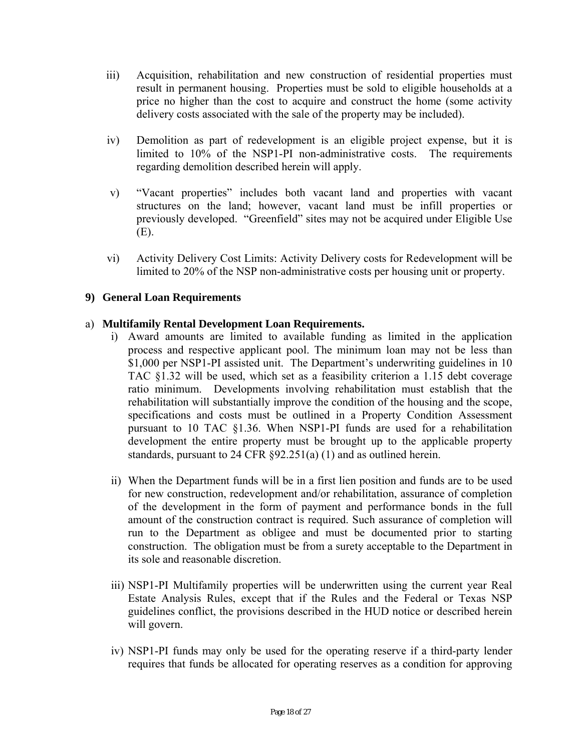iii) Acquisition, rehabilitation and new construction of residential properties must result in permanent housing. Properties must be sold to eligible households at a price no higher than the cost to acquire and construct the home (some activity delivery costs associated with the sale of the property may be included).

iv) Demolition as part of redevelopment is an eligible project expense, but it is limited to 10% of the NSP1-PI non-administrative costs. The requirements regarding demolition described herein will apply.

v) "Vacant properties" includes both vacant land and properties with vacant structures on the land; however, vacant land must be infill properties or previously developed. "Greenfield" sites may not be acquired under Eligible Use (E).

vi) Activity Delivery Cost Limits: Activity Delivery costs for Redevelopment will be limited to 20% of the NSP non-administrative costs per housing unit or property.

### 9) General Loan Requirements

a) **Multifamily Rental Development Loan Requirements.**

i) Award amounts are limited to available funding as limited in the application process and respective applicant pool. The minimum loan may not be less than $1,000 per NSP1-PI assisted unit. The Department's underwriting guidelines in 10 TAC §1.32 will be used, which set as a feasibility criterion a 1.15 debt coverage ratio minimum. Developments involving rehabilitation must establish that the rehabilitation will substantially improve the condition of the housing and the scope, specifications and costs must be outlined in a Property Condition Assessment pursuant to 10 TAC §1.36. When NSP1-PI funds are used for a rehabilitation development the entire property must be brought up to the applicable property standards, pursuant to 24 CFR §92.251(a) (1) and as outlined herein.

ii) When the Department funds will be in a first lien position and funds are to be used for new construction, redevelopment and/or rehabilitation, assurance of completion of the development in the form of payment and performance bonds in the full amount of the construction contract is required. Such assurance of completion will run to the Department as obligee and must be documented prior to starting construction. The obligation must be from a surety acceptable to the Department in its sole and reasonable discretion.

iii) NSP1-PI Multifamily properties will be underwritten using the current year Real Estate Analysis Rules, except that if the Rules and the Federal or Texas NSP guidelines conflict, the provisions described in the HUD notice or described herein will govern.

iv) NSP1-PI funds may only be used for the operating reserve if a third-party lender requires that funds be allocated for operating reserves as a condition for approving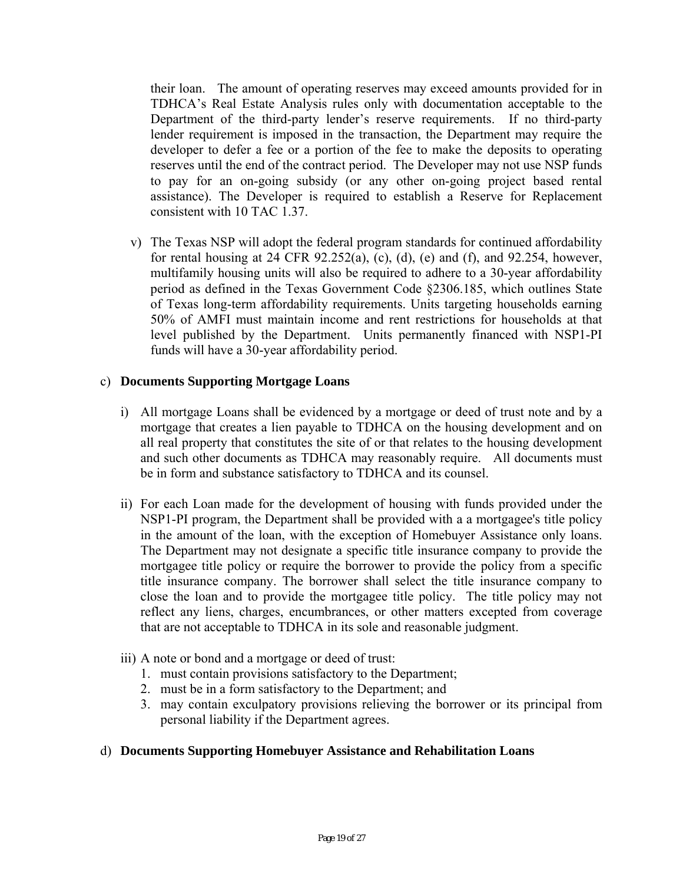their loan. The amount of operating reserves may exceed amounts provided for in TDHCA's Real Estate Analysis rules only with documentation acceptable to the Department of the third-party lender's reserve requirements. If no third-party lender requirement is imposed in the transaction, the Department may require the developer to defer a fee or a portion of the fee to make the deposits to operating reserves until the end of the contract period. The Developer may not use NSP funds to pay for an on-going subsidy (or any other on-going project based rental assistance). The Developer is required to establish a Reserve for Replacement consistent with 10 TAC 1.37.

v) The Texas NSP will adopt the federal program standards for continued affordability for rental housing at 24 CFR 92.252(a), (c), (d), (e) and (f), and 92.254, however, multifamily housing units will also be required to adhere to a 30-year affordability period as defined in the Texas Government Code §2306.185, which outlines State of Texas long-term affordability requirements. Units targeting households earning 50% of AMFI must maintain income and rent restrictions for households at that level published by the Department. Units permanently financed with NSP1-PI funds will have a 30-year affordability period.

c) **Documents Supporting Mortgage Loans**

i) All mortgage Loans shall be evidenced by a mortgage or deed of trust note and by a mortgage that creates a lien payable to TDHCA on the housing development and on all real property that constitutes the site of or that relates to the housing development and such other documents as TDHCA may reasonably require. All documents must be in form and substance satisfactory to TDHCA and its counsel.

ii) For each Loan made for the development of housing with funds provided under the NSP1-PI program, the Department shall be provided with a a mortgagee's title policy in the amount of the loan, with the exception of Homebuyer Assistance only loans. The Department may not designate a specific title insurance company to provide the mortgagee title policy or require the borrower to provide the policy from a specific title insurance company. The borrower shall select the title insurance company to close the loan and to provide the mortgagee title policy. The title policy may not reflect any liens, charges, encumbrances, or other matters excepted from coverage that are not acceptable to TDHCA in its sole and reasonable judgment.

iii) A note or bond and a mortgage or deed of trust:

1. must contain provisions satisfactory to the Department;
2. must be in a form satisfactory to the Department; and
3. may contain exculpatory provisions relieving the borrower or its principal from personal liability if the Department agrees.

d) **Documents Supporting Homebuyer Assistance and Rehabilitation Loans**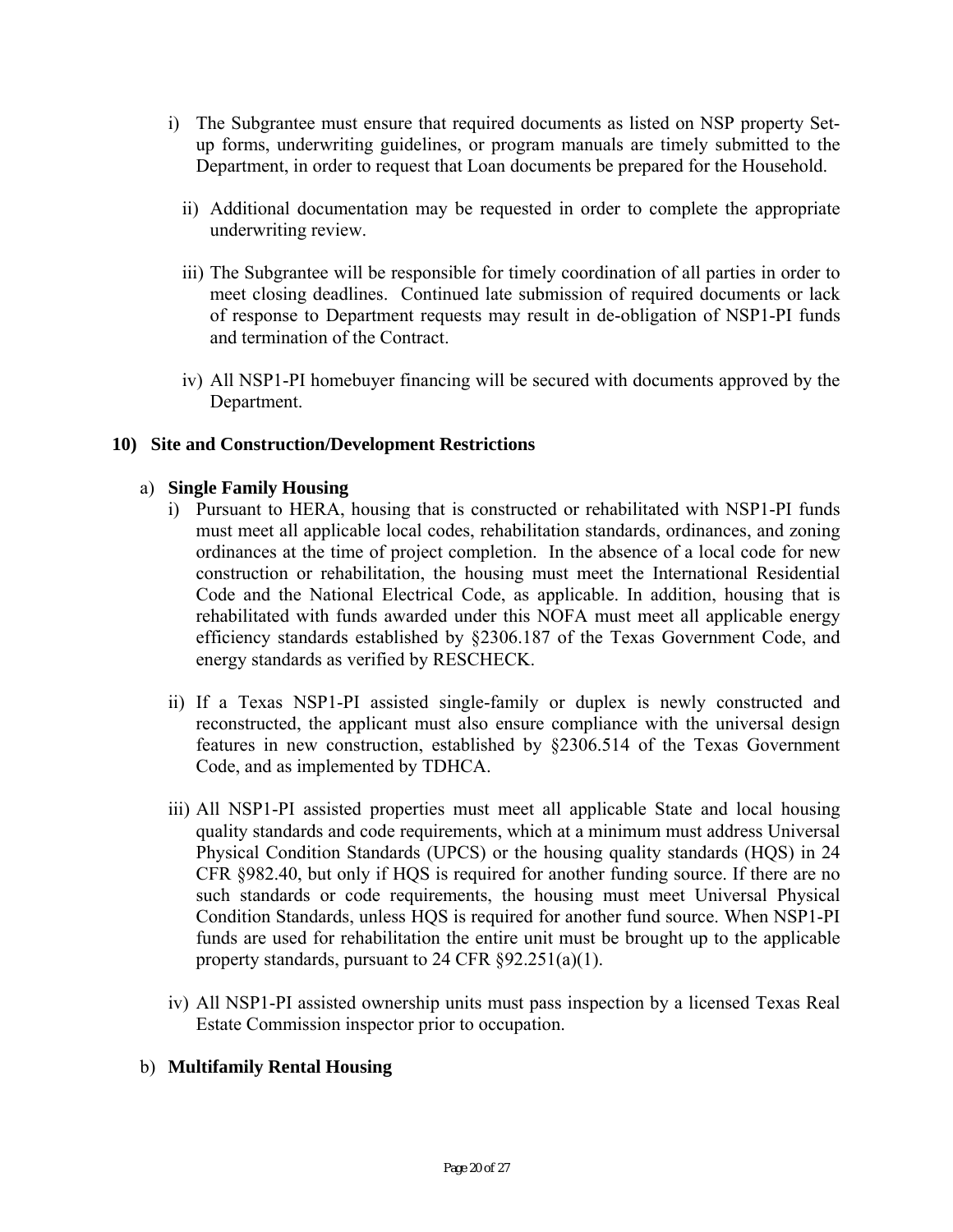i) The Subgrantee must ensure that required documents as listed on NSP property Set-up forms, underwriting guidelines, or program manuals are timely submitted to the Department, in order to request that Loan documents be prepared for the Household.

ii) Additional documentation may be requested in order to complete the appropriate underwriting review.

iii) The Subgrantee will be responsible for timely coordination of all parties in order to meet closing deadlines. Continued late submission of required documents or lack of response to Department requests may result in de-obligation of NSP1-PI funds and termination of the Contract.

iv) All NSP1-PI homebuyer financing will be secured with documents approved by the Department.

**10) Site and Construction/Development Restrictions**

a) **Single Family Housing**

i) Pursuant to HERA, housing that is constructed or rehabilitated with NSP1-PI funds must meet all applicable local codes, rehabilitation standards, ordinances, and zoning ordinances at the time of project completion. In the absence of a local code for new construction or rehabilitation, the housing must meet the International Residential Code and the National Electrical Code, as applicable. In addition, housing that is rehabilitated with funds awarded under this NOFA must meet all applicable energy efficiency standards established by §2306.187 of the Texas Government Code, and energy standards as verified by RESCHECK.

ii) If a Texas NSP1-PI assisted single-family or duplex is newly constructed and reconstructed, the applicant must also ensure compliance with the universal design features in new construction, established by §2306.514 of the Texas Government Code, and as implemented by TDHCA.

iii) All NSP1-PI assisted properties must meet all applicable State and local housing quality standards and code requirements, which at a minimum must address Universal Physical Condition Standards (UPCS) or the housing quality standards (HQS) in 24 CFR §982.40, but only if HQS is required for another funding source. If there are no such standards or code requirements, the housing must meet Universal Physical Condition Standards, unless HQS is required for another fund source. When NSP1-PI funds are used for rehabilitation the entire unit must be brought up to the applicable property standards, pursuant to 24 CFR §92.251(a)(1).

iv) All NSP1-PI assisted ownership units must pass inspection by a licensed Texas Real Estate Commission inspector prior to occupation.

b) **Multifamily Rental Housing**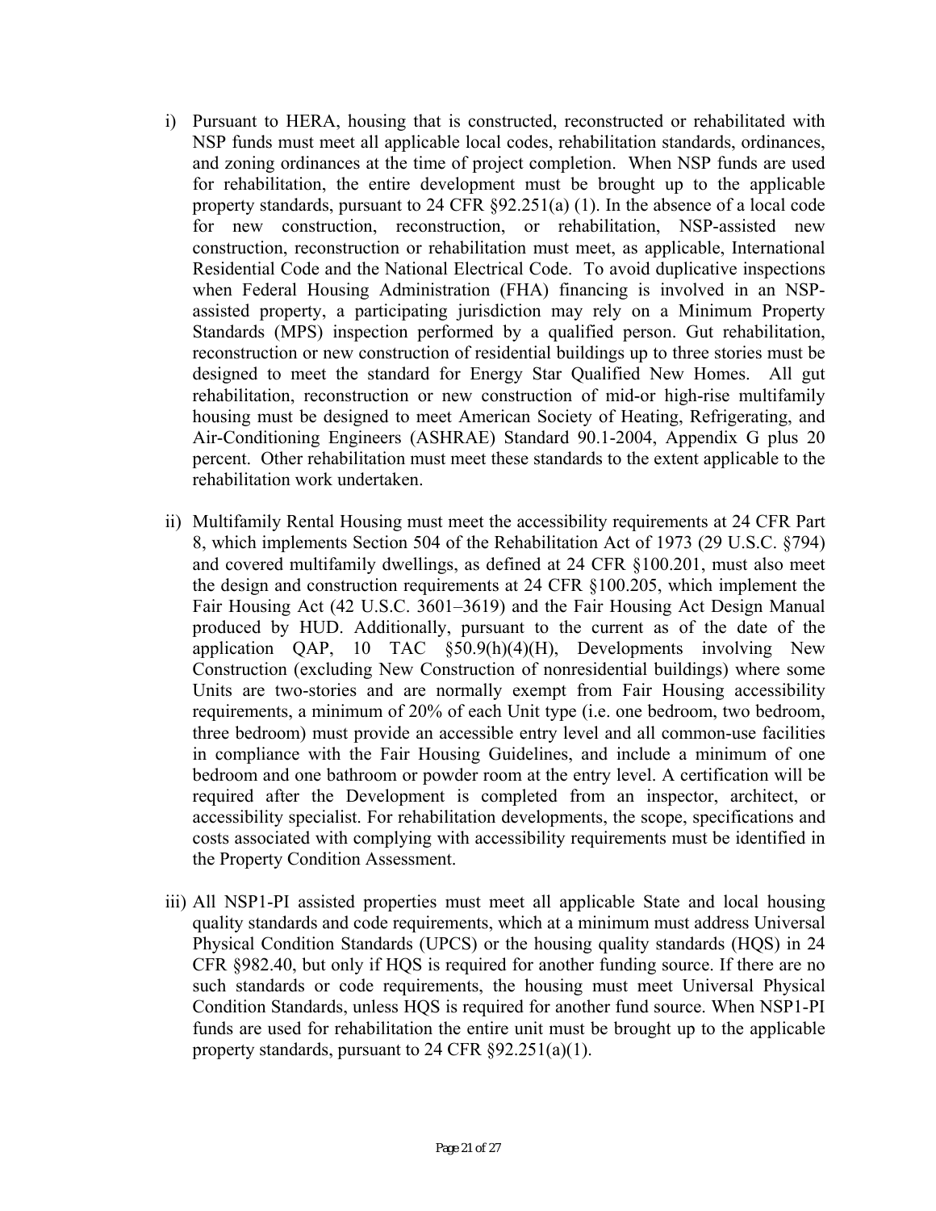i) Pursuant to HERA, housing that is constructed, reconstructed or rehabilitated with NSP funds must meet all applicable local codes, rehabilitation standards, ordinances, and zoning ordinances at the time of project completion. When NSP funds are used for rehabilitation, the entire development must be brought up to the applicable property standards, pursuant to 24 CFR §92.251(a) (1). In the absence of a local code for new construction, reconstruction, or rehabilitation, NSP-assisted new construction, reconstruction or rehabilitation must meet, as applicable, International Residential Code and the National Electrical Code. To avoid duplicative inspections when Federal Housing Administration (FHA) financing is involved in an NSP-assisted property, a participating jurisdiction may rely on a Minimum Property Standards (MPS) inspection performed by a qualified person. Gut rehabilitation, reconstruction or new construction of residential buildings up to three stories must be designed to meet the standard for Energy Star Qualified New Homes. All gut rehabilitation, reconstruction or new construction of mid-or high-rise multifamily housing must be designed to meet American Society of Heating, Refrigerating, and Air-Conditioning Engineers (ASHRAE) Standard 90.1-2004, Appendix G plus 20 percent. Other rehabilitation must meet these standards to the extent applicable to the rehabilitation work undertaken.

ii) Multifamily Rental Housing must meet the accessibility requirements at 24 CFR Part 8, which implements Section 504 of the Rehabilitation Act of 1973 (29 U.S.C. §794) and covered multifamily dwellings, as defined at 24 CFR §100.201, must also meet the design and construction requirements at 24 CFR §100.205, which implement the Fair Housing Act (42 U.S.C. 3601–3619) and the Fair Housing Act Design Manual produced by HUD. Additionally, pursuant to the current as of the date of the application QAP, 10 TAC §50.9(h)(4)(H), Developments involving New Construction (excluding New Construction of nonresidential buildings) where some Units are two-stories and are normally exempt from Fair Housing accessibility requirements, a minimum of 20% of each Unit type (i.e. one bedroom, two bedroom, three bedroom) must provide an accessible entry level and all common-use facilities in compliance with the Fair Housing Guidelines, and include a minimum of one bedroom and one bathroom or powder room at the entry level. A certification will be required after the Development is completed from an inspector, architect, or accessibility specialist. For rehabilitation developments, the scope, specifications and costs associated with complying with accessibility requirements must be identified in the Property Condition Assessment.

iii) All NSP1-PI assisted properties must meet all applicable State and local housing quality standards and code requirements, which at a minimum must address Universal Physical Condition Standards (UPCS) or the housing quality standards (HQS) in 24 CFR §982.40, but only if HQS is required for another funding source. If there are no such standards or code requirements, the housing must meet Universal Physical Condition Standards, unless HQS is required for another fund source. When NSP1-PI funds are used for rehabilitation the entire unit must be brought up to the applicable property standards, pursuant to 24 CFR §92.251(a)(1).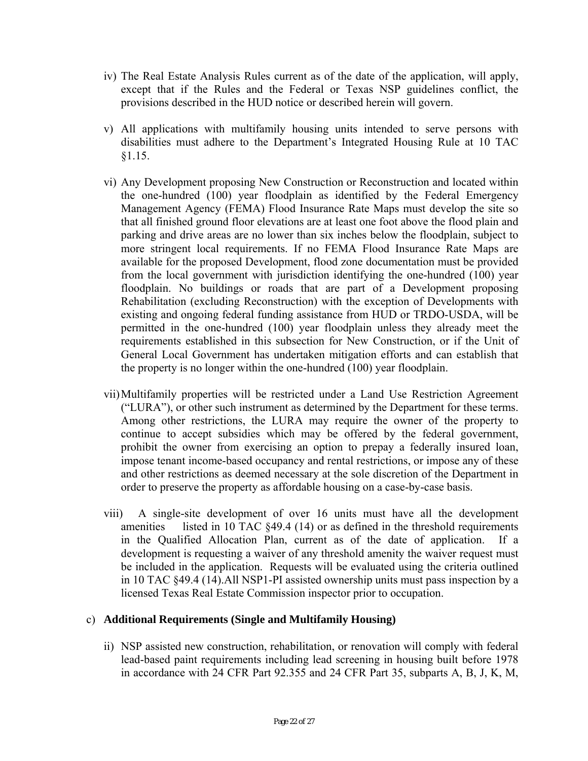iv) The Real Estate Analysis Rules current as of the date of the application, will apply, except that if the Rules and the Federal or Texas NSP guidelines conflict, the provisions described in the HUD notice or described herein will govern.

v) All applications with multifamily housing units intended to serve persons with disabilities must adhere to the Department's Integrated Housing Rule at 10 TAC §1.15.

vi) Any Development proposing New Construction or Reconstruction and located within the one-hundred (100) year floodplain as identified by the Federal Emergency Management Agency (FEMA) Flood Insurance Rate Maps must develop the site so that all finished ground floor elevations are at least one foot above the flood plain and parking and drive areas are no lower than six inches below the floodplain, subject to more stringent local requirements. If no FEMA Flood Insurance Rate Maps are available for the proposed Development, flood zone documentation must be provided from the local government with jurisdiction identifying the one-hundred (100) year floodplain. No buildings or roads that are part of a Development proposing Rehabilitation (excluding Reconstruction) with the exception of Developments with existing and ongoing federal funding assistance from HUD or TRDO-USDA, will be permitted in the one-hundred (100) year floodplain unless they already meet the requirements established in this subsection for New Construction, or if the Unit of General Local Government has undertaken mitigation efforts and can establish that the property is no longer within the one-hundred (100) year floodplain.

vii) Multifamily properties will be restricted under a Land Use Restriction Agreement ("LURA"), or other such instrument as determined by the Department for these terms. Among other restrictions, the LURA may require the owner of the property to continue to accept subsidies which may be offered by the federal government, prohibit the owner from exercising an option to prepay a federally insured loan, impose tenant income-based occupancy and rental restrictions, or impose any of these and other restrictions as deemed necessary at the sole discretion of the Department in order to preserve the property as affordable housing on a case-by-case basis.

viii) A single-site development of over 16 units must have all the development amenities listed in 10 TAC §49.4 (14) or as defined in the threshold requirements in the Qualified Allocation Plan, current as of the date of application. If a development is requesting a waiver of any threshold amenity the waiver request must be included in the application. Requests will be evaluated using the criteria outlined in 10 TAC §49.4 (14).All NSP1-PI assisted ownership units must pass inspection by a licensed Texas Real Estate Commission inspector prior to occupation.

c) **Additional Requirements (Single and Multifamily Housing)**

ii) NSP assisted new construction, rehabilitation, or renovation will comply with federal lead-based paint requirements including lead screening in housing built before 1978 in accordance with 24 CFR Part 92.355 and 24 CFR Part 35, subparts A, B, J, K, M,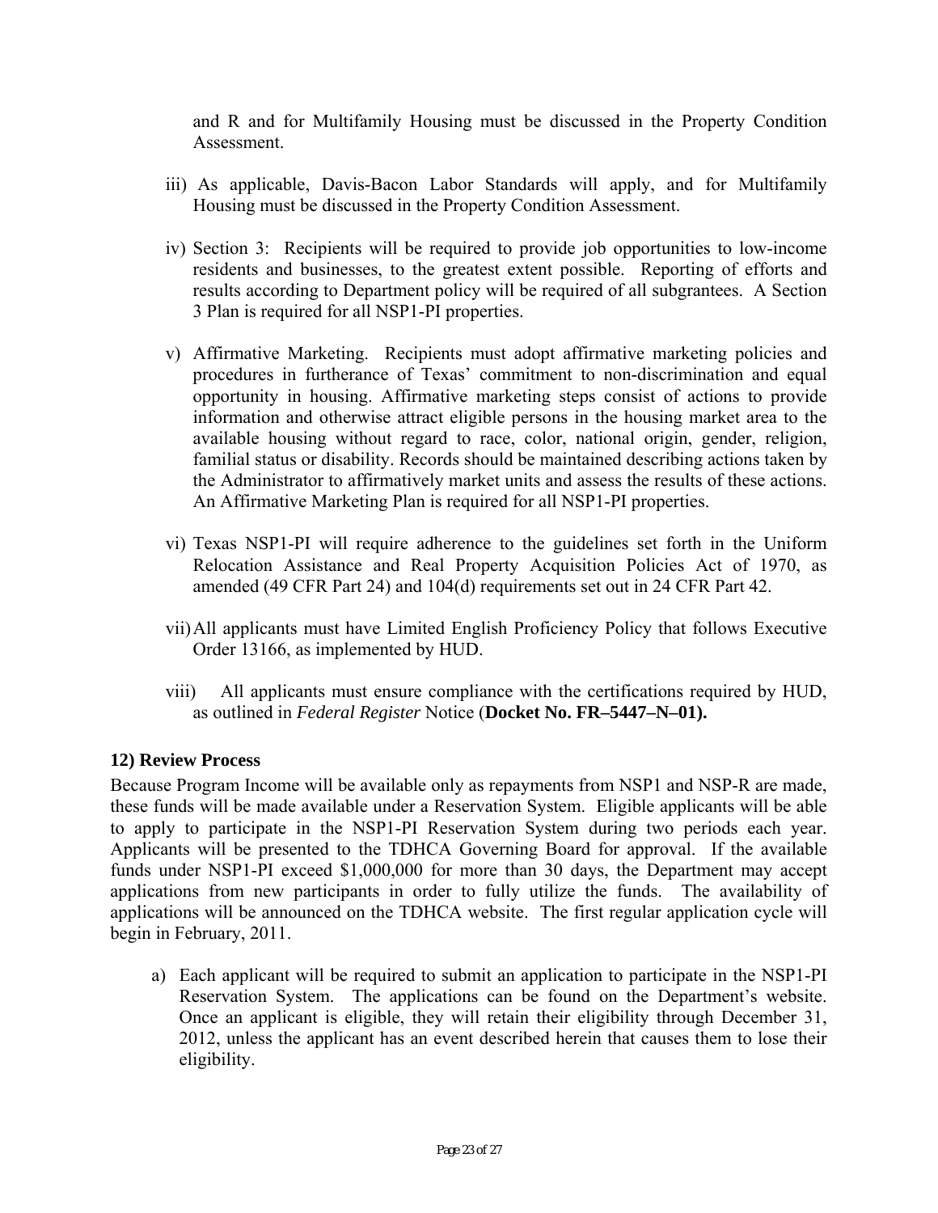and R and for Multifamily Housing must be discussed in the Property Condition Assessment.

iii) As applicable, Davis-Bacon Labor Standards will apply, and for Multifamily Housing must be discussed in the Property Condition Assessment.

iv) Section 3: Recipients will be required to provide job opportunities to low-income residents and businesses, to the greatest extent possible. Reporting of efforts and results according to Department policy will be required of all subgrantees. A Section 3 Plan is required for all NSP1-PI properties.

v) Affirmative Marketing. Recipients must adopt affirmative marketing policies and procedures in furtherance of Texas' commitment to non-discrimination and equal opportunity in housing. Affirmative marketing steps consist of actions to provide information and otherwise attract eligible persons in the housing market area to the available housing without regard to race, color, national origin, gender, religion, familial status or disability. Records should be maintained describing actions taken by the Administrator to affirmatively market units and assess the results of these actions. An Affirmative Marketing Plan is required for all NSP1-PI properties.

vi) Texas NSP1-PI will require adherence to the guidelines set forth in the Uniform Relocation Assistance and Real Property Acquisition Policies Act of 1970, as amended (49 CFR Part 24) and 104(d) requirements set out in 24 CFR Part 42.

vii) All applicants must have Limited English Proficiency Policy that follows Executive Order 13166, as implemented by HUD.

viii) All applicants must ensure compliance with the certifications required by HUD, as outlined in *Federal Register* Notice (**Docket No. FR–5447–N–01).**

**12) Review Process**

Because Program Income will be available only as repayments from NSP1 and NSP-R are made, these funds will be made available under a Reservation System. Eligible applicants will be able to apply to participate in the NSP1-PI Reservation System during two periods each year. Applicants will be presented to the TDHCA Governing Board for approval. If the available funds under NSP1-PI exceed $1,000,000 for more than 30 days, the Department may accept applications from new participants in order to fully utilize the funds. The availability of applications will be announced on the TDHCA website. The first regular application cycle will begin in February, 2011.

a) Each applicant will be required to submit an application to participate in the NSP1-PI Reservation System. The applications can be found on the Department's website. Once an applicant is eligible, they will retain their eligibility through December 31, 2012, unless the applicant has an event described herein that causes them to lose their eligibility.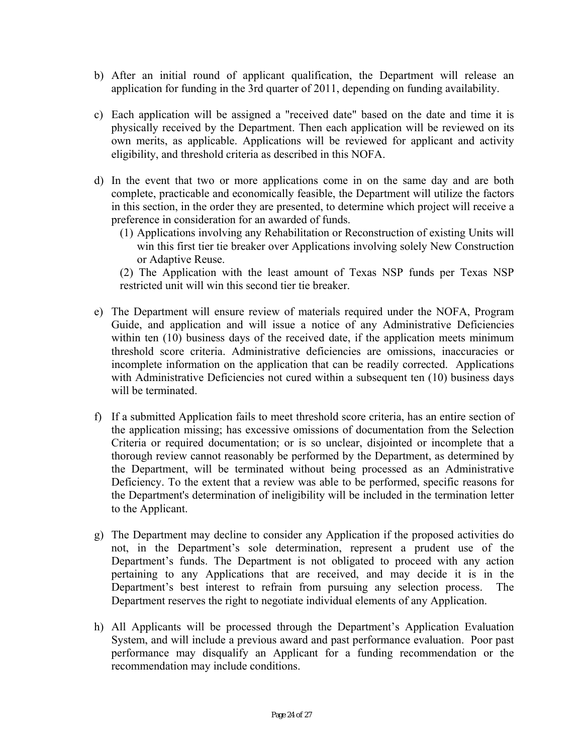b) After an initial round of applicant qualification, the Department will release an application for funding in the 3rd quarter of 2011, depending on funding availability.

c) Each application will be assigned a "received date" based on the date and time it is physically received by the Department. Then each application will be reviewed on its own merits, as applicable. Applications will be reviewed for applicant and activity eligibility, and threshold criteria as described in this NOFA.

d) In the event that two or more applications come in on the same day and are both complete, practicable and economically feasible, the Department will utilize the factors in this section, in the order they are presented, to determine which project will receive a preference in consideration for an awarded of funds.

   (1) Applications involving any Rehabilitation or Reconstruction of existing Units will win this first tier tie breaker over Applications involving solely New Construction or Adaptive Reuse.

   (2) The Application with the least amount of Texas NSP funds per Texas NSP restricted unit will win this second tier tie breaker.

e) The Department will ensure review of materials required under the NOFA, Program Guide, and application and will issue a notice of any Administrative Deficiencies within ten (10) business days of the received date, if the application meets minimum threshold score criteria. Administrative deficiencies are omissions, inaccuracies or incomplete information on the application that can be readily corrected. Applications with Administrative Deficiencies not cured within a subsequent ten (10) business days will be terminated.

f) If a submitted Application fails to meet threshold score criteria, has an entire section of the application missing; has excessive omissions of documentation from the Selection Criteria or required documentation; or is so unclear, disjointed or incomplete that a thorough review cannot reasonably be performed by the Department, as determined by the Department, will be terminated without being processed as an Administrative Deficiency. To the extent that a review was able to be performed, specific reasons for the Department's determination of ineligibility will be included in the termination letter to the Applicant.

g) The Department may decline to consider any Application if the proposed activities do not, in the Department's sole determination, represent a prudent use of the Department's funds. The Department is not obligated to proceed with any action pertaining to any Applications that are received, and may decide it is in the Department's best interest to refrain from pursuing any selection process. The Department reserves the right to negotiate individual elements of any Application.

h) All Applicants will be processed through the Department's Application Evaluation System, and will include a previous award and past performance evaluation. Poor past performance may disqualify an Applicant for a funding recommendation or the recommendation may include conditions.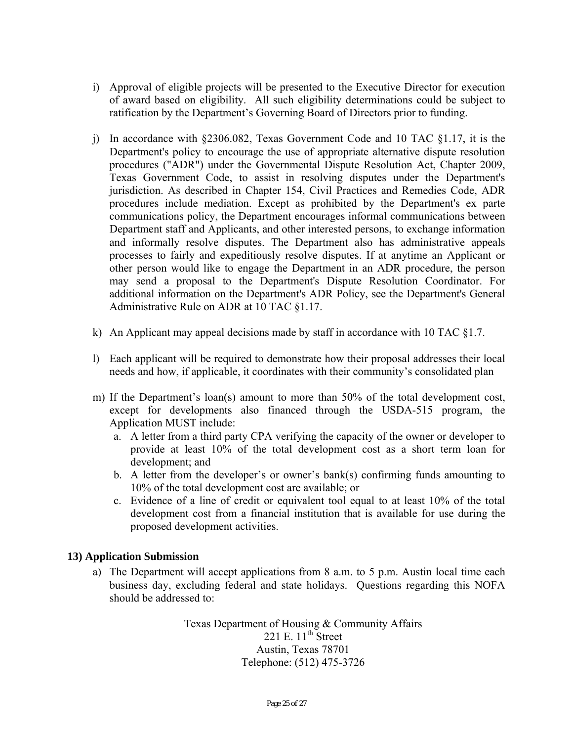i) Approval of eligible projects will be presented to the Executive Director for execution of award based on eligibility. All such eligibility determinations could be subject to ratification by the Department's Governing Board of Directors prior to funding.

j) In accordance with §2306.082, Texas Government Code and 10 TAC §1.17, it is the Department's policy to encourage the use of appropriate alternative dispute resolution procedures ("ADR") under the Governmental Dispute Resolution Act, Chapter 2009, Texas Government Code, to assist in resolving disputes under the Department's jurisdiction. As described in Chapter 154, Civil Practices and Remedies Code, ADR procedures include mediation. Except as prohibited by the Department's ex parte communications policy, the Department encourages informal communications between Department staff and Applicants, and other interested persons, to exchange information and informally resolve disputes. The Department also has administrative appeals processes to fairly and expeditiously resolve disputes. If at anytime an Applicant or other person would like to engage the Department in an ADR procedure, the person may send a proposal to the Department's Dispute Resolution Coordinator. For additional information on the Department's ADR Policy, see the Department's General Administrative Rule on ADR at 10 TAC §1.17.

k) An Applicant may appeal decisions made by staff in accordance with 10 TAC §1.7.

l) Each applicant will be required to demonstrate how their proposal addresses their local needs and how, if applicable, it coordinates with their community's consolidated plan

m) If the Department's loan(s) amount to more than 50% of the total development cost, except for developments also financed through the USDA-515 program, the Application MUST include:
   a. A letter from a third party CPA verifying the capacity of the owner or developer to provide at least 10% of the total development cost as a short term loan for development; and
   b. A letter from the developer's or owner's bank(s) confirming funds amounting to 10% of the total development cost are available; or
   c. Evidence of a line of credit or equivalent tool equal to at least 10% of the total development cost from a financial institution that is available for use during the proposed development activities.

**13) Application Submission**

a) The Department will accept applications from 8 a.m. to 5 p.m. Austin local time each business day, excluding federal and state holidays. Questions regarding this NOFA should be addressed to:

Texas Department of Housing & Community Affairs
221 E. 11th Street
Austin, Texas 78701
Telephone: (512) 475-3726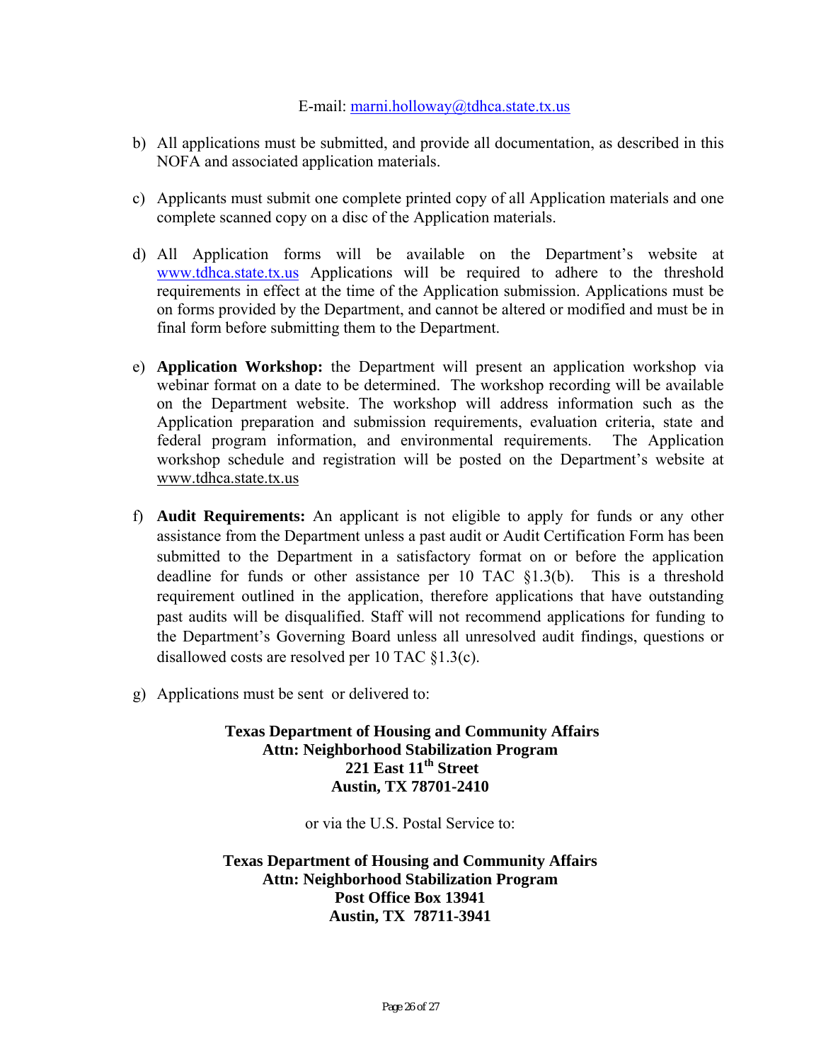E-mail: marni.holloway@tdhca.state.tx.us

b) All applications must be submitted, and provide all documentation, as described in this NOFA and associated application materials.

c) Applicants must submit one complete printed copy of all Application materials and one complete scanned copy on a disc of the Application materials.

d) All Application forms will be available on the Department's website at www.tdhca.state.tx.us Applications will be required to adhere to the threshold requirements in effect at the time of the Application submission. Applications must be on forms provided by the Department, and cannot be altered or modified and must be in final form before submitting them to the Department.

e) **Application Workshop:** the Department will present an application workshop via webinar format on a date to be determined. The workshop recording will be available on the Department website. The workshop will address information such as the Application preparation and submission requirements, evaluation criteria, state and federal program information, and environmental requirements. The Application workshop schedule and registration will be posted on the Department's website at www.tdhca.state.tx.us

f) **Audit Requirements:** An applicant is not eligible to apply for funds or any other assistance from the Department unless a past audit or Audit Certification Form has been submitted to the Department in a satisfactory format on or before the application deadline for funds or other assistance per 10 TAC §1.3(b). This is a threshold requirement outlined in the application, therefore applications that have outstanding past audits will be disqualified. Staff will not recommend applications for funding to the Department's Governing Board unless all unresolved audit findings, questions or disallowed costs are resolved per 10 TAC §1.3(c).

g) Applications must be sent or delivered to:

**Texas Department of Housing and Community Affairs**
**Attn: Neighborhood Stabilization Program**
**221 East 11th Street**
**Austin, TX 78701-2410**

or via the U.S. Postal Service to:

**Texas Department of Housing and Community Affairs**
**Attn: Neighborhood Stabilization Program**
**Post Office Box 13941**
**Austin, TX 78711-3941**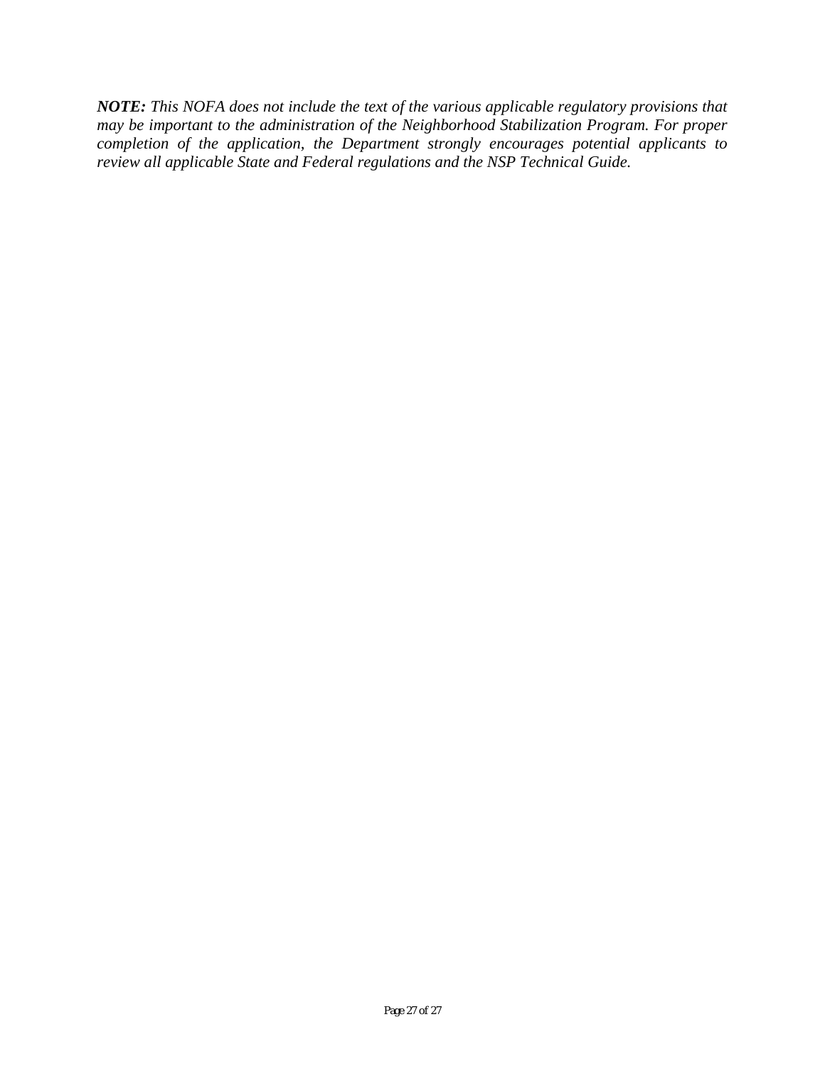***NOTE:*** *This NOFA does not include the text of the various applicable regulatory provisions that may be important to the administration of the Neighborhood Stabilization Program. For proper completion of the application, the Department strongly encourages potential applicants to review all applicable State and Federal regulations and the NSP Technical Guide.*